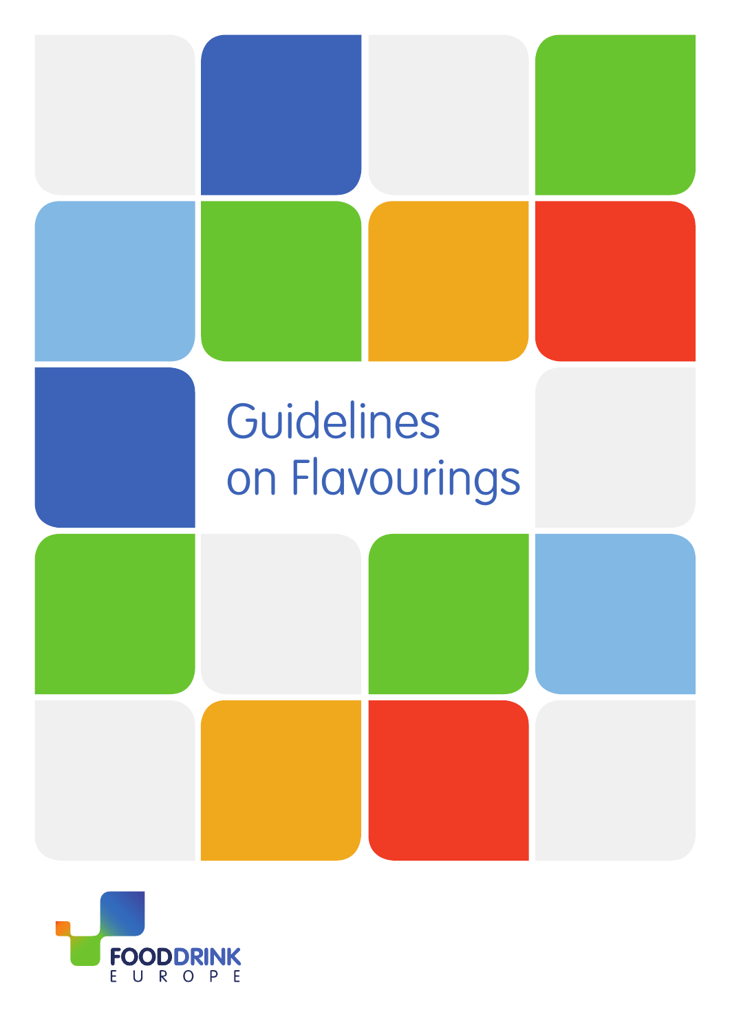# Guidelines on Flavourings

FOODDRINK EUROPE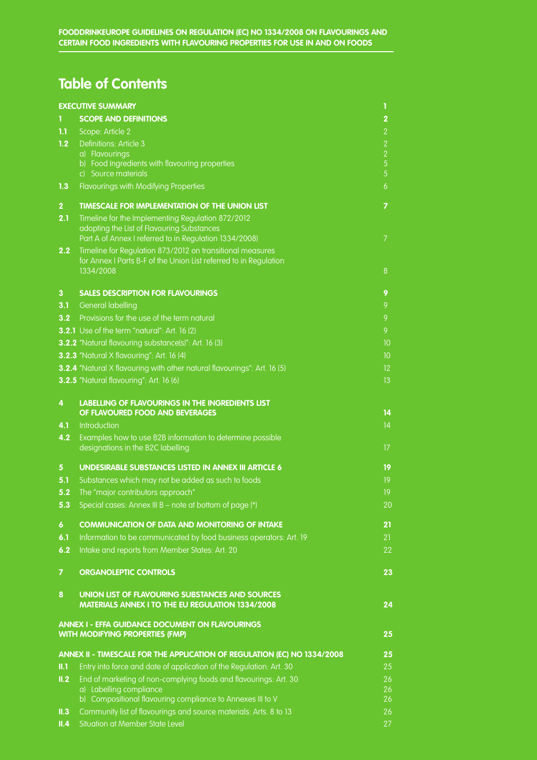# Table of Contents

| | | |
|---|---|---|
| **EXECUTIVE SUMMARY** | | **1** |
| **1** | **SCOPE AND DEFINITIONS** | **2** |
| **1.1** | Scope: Article 2 | 2 |
| **1.2** | Definitions: Article 3 | 2 |
| | a) Flavourings | 2 |
| | b) Food Ingredients with flavouring properties | 5 |
| | c) Source materials | 5 |
| **1.3** | Flavourings with Modifying Properties | 6 |
| **2** | **TIMESCALE FOR IMPLEMENTATION OF THE UNION LIST** | **7** |
| **2.1** | Timeline for the Implementing Regulation 872/2012 adopting the List of Flavouring Substances Part A of Annex I referred to in Regulation 1334/2008) | 7 |
| **2.2** | Timeline for Regulation 873/2012 on transitional measures for Annex I Parts B-F of the Union List referred to in Regulation 1334/2008 | 8 |
| **3** | **SALES DESCRIPTION FOR FLAVOURINGS** | **9** |
| **3.1** | General labelling | 9 |
| **3.2** | Provisions for the use of the term natural | 9 |
| **3.2.1** | Use of the term "natural": Art. 16 (2) | 9 |
| **3.2.2** | "Natural flavouring substance(s)": Art. 16 (3) | 10 |
| **3.2.3** | "Natural X flavouring": Art. 16 (4) | 10 |
| **3.2.4** | "Natural X flavouring with other natural flavourings": Art. 16 (5) | 12 |
| **3.2.5** | "Natural flavouring": Art. 16 (6) | 13 |
| **4** | **LABELLING OF FLAVOURINGS IN THE INGREDIENTS LIST OF FLAVOURED FOOD AND BEVERAGES** | **14** |
| **4.1** | Introduction | 14 |
| **4.2** | Examples how to use B2B information to determine possible designations in the B2C labelling | 17 |
| **5** | **UNDESIRABLE SUBSTANCES LISTED IN ANNEX III ARTICLE 6** | **19** |
| **5.1** | Substances which may not be added as such to foods | 19 |
| **5.2** | The "major contributors approach" | 19 |
| **5.3** | Special cases: Annex III B – note at bottom of page (*) | 20 |
| **6** | **COMMUNICATION OF DATA AND MONITORING OF INTAKE** | **21** |
| **6.1** | Information to be communicated by food business operators: Art. 19 | 21 |
| **6.2** | Intake and reports from Member States: Art. 20 | 22 |
| **7** | **ORGANOLEPTIC CONTROLS** | **23** |
| **8** | **UNION LIST OF FLAVOURING SUBSTANCES AND SOURCES MATERIALS ANNEX I TO THE EU REGULATION 1334/2008** | **24** |
| **ANNEX I - EFFA GUIDANCE DOCUMENT ON FLAVOURINGS WITH MODIFYING PROPERTIES (FMP)** | | **25** |
| **ANNEX II - TIMESCALE FOR THE APPLICATION OF REGULATION (EC) NO 1334/2008** | | **25** |
| **II.1** | Entry into force and date of application of the Regulation: Art. 30 | 25 |
| **II.2** | End of marketing of non-complying foods and flavourings: Art. 30 | 26 |
| | a) Labelling compliance | 26 |
| | b) Compositional flavouring compliance to Annexes III to V | 26 |
| **II.3** | Community list of flavourings and source materials: Arts. 8 to 13 | 26 |
| **II.4** | Situation at Member State Level | 27 |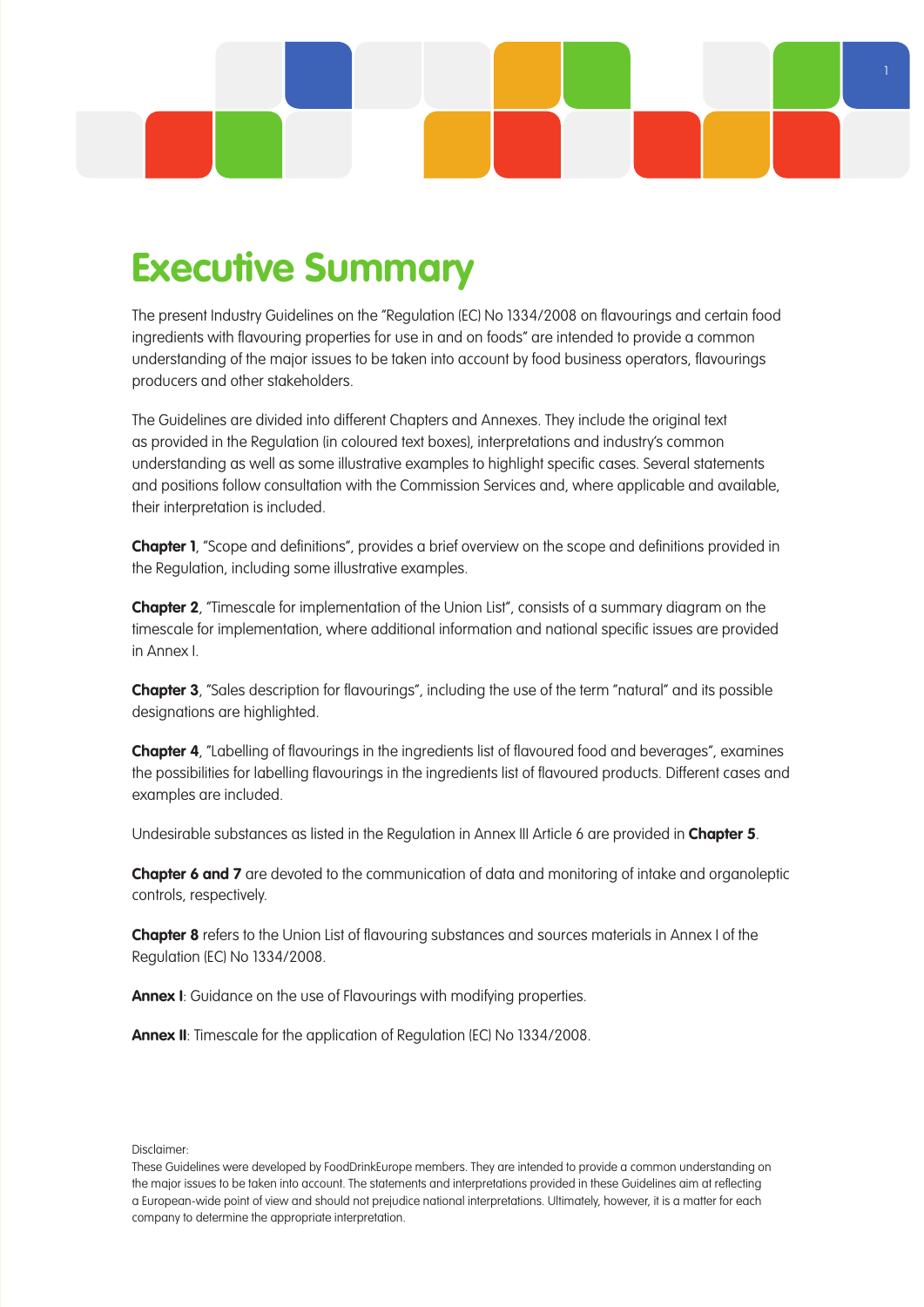# Executive Summary

The present Industry Guidelines on the "Regulation (EC) No 1334/2008 on flavourings and certain food ingredients with flavouring properties for use in and on foods" are intended to provide a common understanding of the major issues to be taken into account by food business operators, flavourings producers and other stakeholders.

The Guidelines are divided into different Chapters and Annexes. They include the original text as provided in the Regulation (in coloured text boxes), interpretations and industry's common understanding as well as some illustrative examples to highlight specific cases. Several statements and positions follow consultation with the Commission Services and, where applicable and available, their interpretation is included.

**Chapter 1**, "Scope and definitions", provides a brief overview on the scope and definitions provided in the Regulation, including some illustrative examples.

**Chapter 2**, "Timescale for implementation of the Union List", consists of a summary diagram on the timescale for implementation, where additional information and national specific issues are provided in Annex I.

**Chapter 3**, "Sales description for flavourings", including the use of the term "natural" and its possible designations are highlighted.

**Chapter 4**, "Labelling of flavourings in the ingredients list of flavoured food and beverages", examines the possibilities for labelling flavourings in the ingredients list of flavoured products. Different cases and examples are included.

Undesirable substances as listed in the Regulation in Annex III Article 6 are provided in **Chapter 5**.

**Chapter 6 and 7** are devoted to the communication of data and monitoring of intake and organoleptic controls, respectively.

**Chapter 8** refers to the Union List of flavouring substances and sources materials in Annex I of the Regulation (EC) No 1334/2008.

**Annex I**: Guidance on the use of Flavourings with modifying properties.

**Annex II**: Timescale for the application of Regulation (EC) No 1334/2008.

Disclaimer:
These Guidelines were developed by FoodDrinkEurope members. They are intended to provide a common understanding on the major issues to be taken into account. The statements and interpretations provided in these Guidelines aim at reflecting a European-wide point of view and should not prejudice national interpretations. Ultimately, however, it is a matter for each company to determine the appropriate interpretation.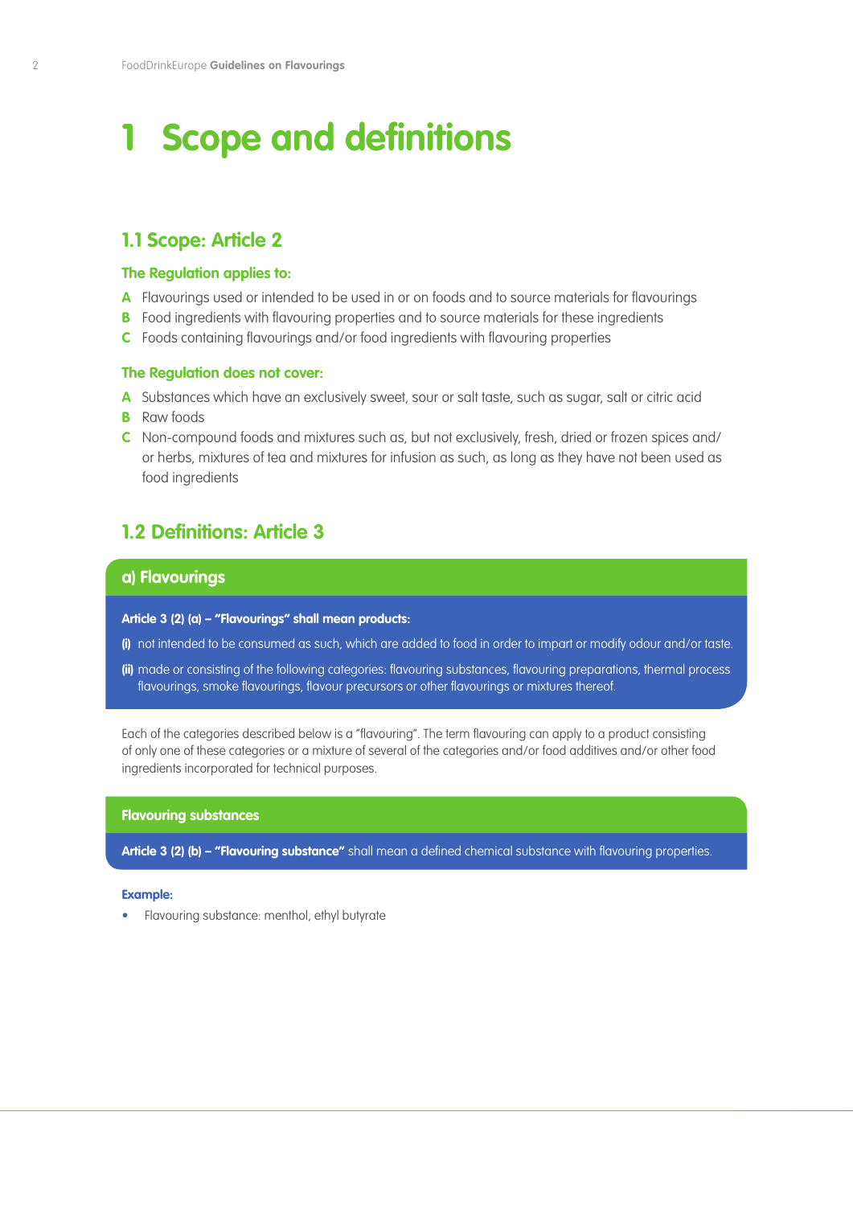# 1 Scope and definitions

## 1.1 Scope: Article 2

### The Regulation applies to:

**A** Flavourings used or intended to be used in or on foods and to source materials for flavourings
**B** Food ingredients with flavouring properties and to source materials for these ingredients
**C** Foods containing flavourings and/or food ingredients with flavouring properties

### The Regulation does not cover:

**A** Substances which have an exclusively sweet, sour or salt taste, such as sugar, salt or citric acid
**B** Raw foods
**C** Non-compound foods and mixtures such as, but not exclusively, fresh, dried or frozen spices and/or herbs, mixtures of tea and mixtures for infusion as such, as long as they have not been used as food ingredients

## 1.2 Definitions: Article 3

### a) Flavourings

**Article 3 (2) (a) – "Flavourings" shall mean products:**

**(i)** not intended to be consumed as such, which are added to food in order to impart or modify odour and/or taste.

**(ii)** made or consisting of the following categories: flavouring substances, flavouring preparations, thermal process flavourings, smoke flavourings, flavour precursors or other flavourings or mixtures thereof.

Each of the categories described below is a "flavouring". The term flavouring can apply to a product consisting of only one of these categories or a mixture of several of the categories and/or food additives and/or other food ingredients incorporated for technical purposes.

#### Flavouring substances

**Article 3 (2) (b) – "Flavouring substance"** shall mean a defined chemical substance with flavouring properties.

**Example:**

- Flavouring substance: menthol, ethyl butyrate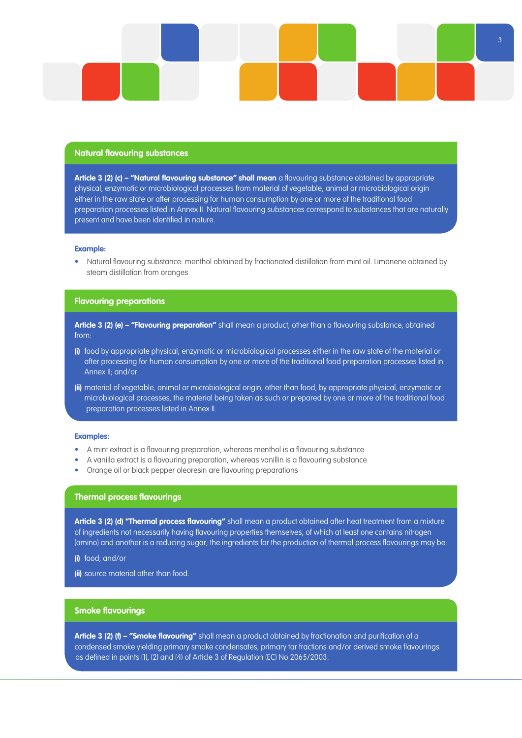## Natural flavouring substances

**Article 3 (2) (c) – "Natural flavouring substance" shall mean** a flavouring substance obtained by appropriate physical, enzymatic or microbiological processes from material of vegetable, animal or microbiological origin either in the raw state or after processing for human consumption by one or more of the traditional food preparation processes listed in Annex II. Natural flavouring substances correspond to substances that are naturally present and have been identified in nature.

**Example:**

- Natural flavouring substance: menthol obtained by fractionated distillation from mint oil. Limonene obtained by steam distillation from oranges

## Flavouring preparations

**Article 3 (2) (e) – "Flavouring preparation"** shall mean a product, other than a flavouring substance, obtained from:

**(i)** food by appropriate physical, enzymatic or microbiological processes either in the raw state of the material or after processing for human consumption by one or more of the traditional food preparation processes listed in Annex II; and/or

**(ii)** material of vegetable, animal or microbiological origin, other than food, by appropriate physical, enzymatic or microbiological processes, the material being taken as such or prepared by one or more of the traditional food preparation processes listed in Annex II.

**Examples:**

- A mint extract is a flavouring preparation, whereas menthol is a flavouring substance
- A vanilla extract is a flavouring preparation, whereas vanillin is a flavouring substance
- Orange oil or black pepper oleoresin are flavouring preparations

## Thermal process flavourings

**Article 3 (2) (d) "Thermal process flavouring"** shall mean a product obtained after heat treatment from a mixture of ingredients not necessarily having flavouring properties themselves, of which at least one contains nitrogen (amino) and another is a reducing sugar; the ingredients for the production of thermal process flavourings may be:

**(i)** food; and/or

**(ii)** source material other than food.

## Smoke flavourings

**Article 3 (2) (f) – "Smoke flavouring"** shall mean a product obtained by fractionation and purification of a condensed smoke yielding primary smoke condensates, primary tar fractions and/or derived smoke flavourings as defined in points (1), (2) and (4) of Article 3 of Regulation (EC) No 2065/2003.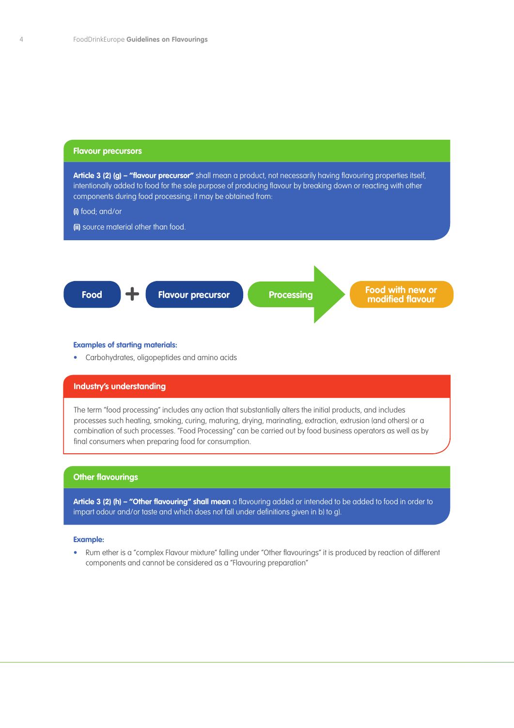## Flavour precursors

**Article 3 (2) (g) – "flavour precursor"** shall mean a product, not necessarily having flavouring properties itself, intentionally added to food for the sole purpose of producing flavour by breaking down or reacting with other components during food processing; it may be obtained from:

**(i)** food; and/or

**(ii)** source material other than food.

**Food** + **Flavour precursor** → **Processing** → **Food with new or modified flavour**

**Examples of starting materials:**

- Carbohydrates, oligopeptides and amino acids

## Industry's understanding

The term "food processing" includes any action that substantially alters the initial products, and includes processes such heating, smoking, curing, maturing, drying, marinating, extraction, extrusion (and others) or a combination of such processes. "Food Processing" can be carried out by food business operators as well as by final consumers when preparing food for consumption.

## Other flavourings

**Article 3 (2) (h) – "Other flavouring" shall mean** a flavouring added or intended to be added to food in order to impart odour and/or taste and which does not fall under definitions given in b) to g).

**Example:**

- Rum ether is a "complex Flavour mixture" falling under "Other flavourings" it is produced by reaction of different components and cannot be considered as a "Flavouring preparation"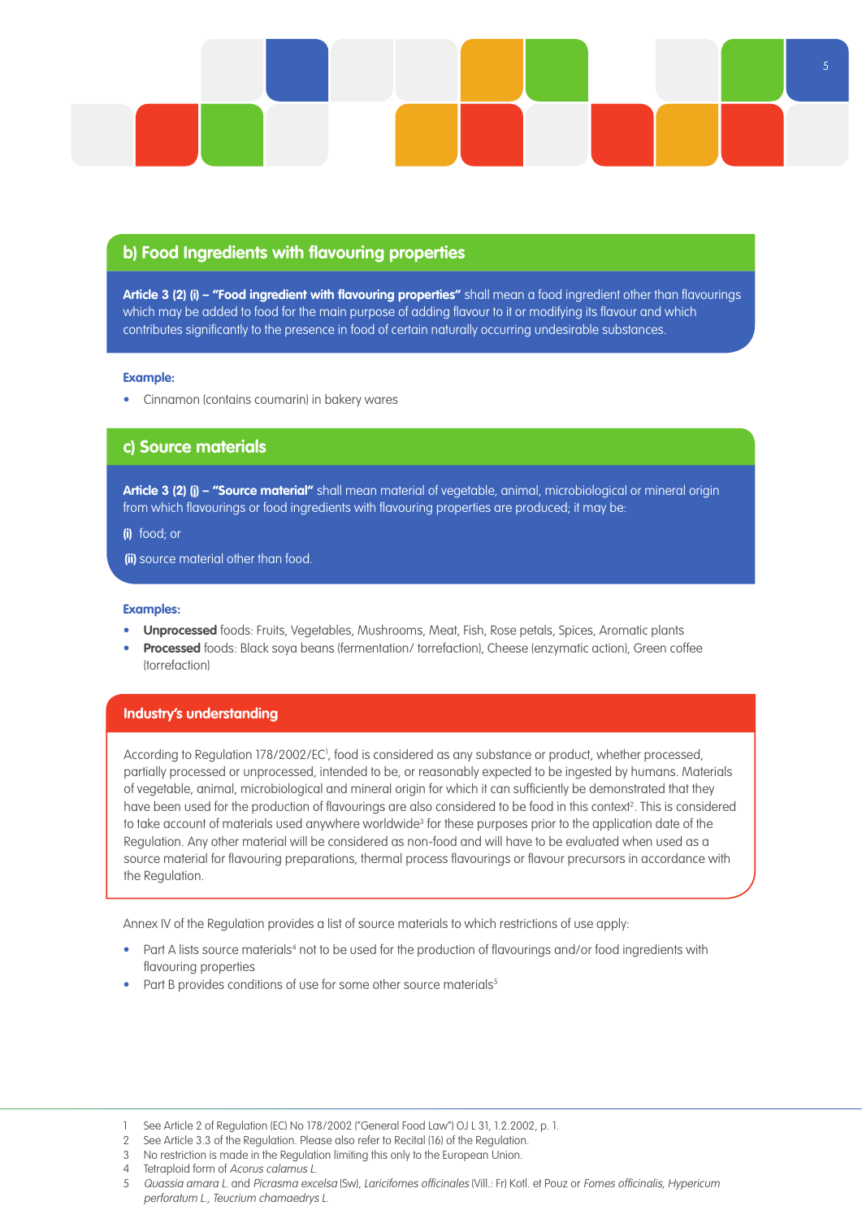## b) Food Ingredients with flavouring properties

**Article 3 (2) (i) – "Food ingredient with flavouring properties"** shall mean a food ingredient other than flavourings which may be added to food for the main purpose of adding flavour to it or modifying its flavour and which contributes significantly to the presence in food of certain naturally occurring undesirable substances.

**Example:**

- Cinnamon (contains coumarin) in bakery wares

## c) Source materials

**Article 3 (2) (j) – "Source material"** shall mean material of vegetable, animal, microbiological or mineral origin from which flavourings or food ingredients with flavouring properties are produced; it may be:

**(i)** food; or

**(ii)** source material other than food.

**Examples:**

- **Unprocessed** foods: Fruits, Vegetables, Mushrooms, Meat, Fish, Rose petals, Spices, Aromatic plants
- **Processed** foods: Black soya beans (fermentation/ torrefaction), Cheese (enzymatic action), Green coffee (torrefaction)

### Industry's understanding

According to Regulation 178/2002/EC[1], food is considered as any substance or product, whether processed, partially processed or unprocessed, intended to be, or reasonably expected to be ingested by humans. Materials of vegetable, animal, microbiological and mineral origin for which it can sufficiently be demonstrated that they have been used for the production of flavourings are also considered to be food in this context[2]. This is considered to take account of materials used anywhere worldwide[3] for these purposes prior to the application date of the Regulation. Any other material will be considered as non-food and will have to be evaluated when used as a source material for flavouring preparations, thermal process flavourings or flavour precursors in accordance with the Regulation.

Annex IV of the Regulation provides a list of source materials to which restrictions of use apply:

- Part A lists source materials[4] not to be used for the production of flavourings and/or food ingredients with flavouring properties
- Part B provides conditions of use for some other source materials[5]

---

1 See Article 2 of Regulation (EC) No 178/2002 ("General Food Law") OJ L 31, 1.2.2002, p. 1.
2 See Article 3.3 of the Regulation. Please also refer to Recital (16) of the Regulation.
3 No restriction is made in the Regulation limiting this only to the European Union.
4 Tetraploid form of *Acorus calamus L.*
5 *Quassia amara L.* and *Picrasma excelsa* (Sw), *Laricifomes officinales* (Vill.: Fr) Kotl. et Pouz or *Fomes officinalis, Hypericum perforatum L., Teucrium chamaedrys L.*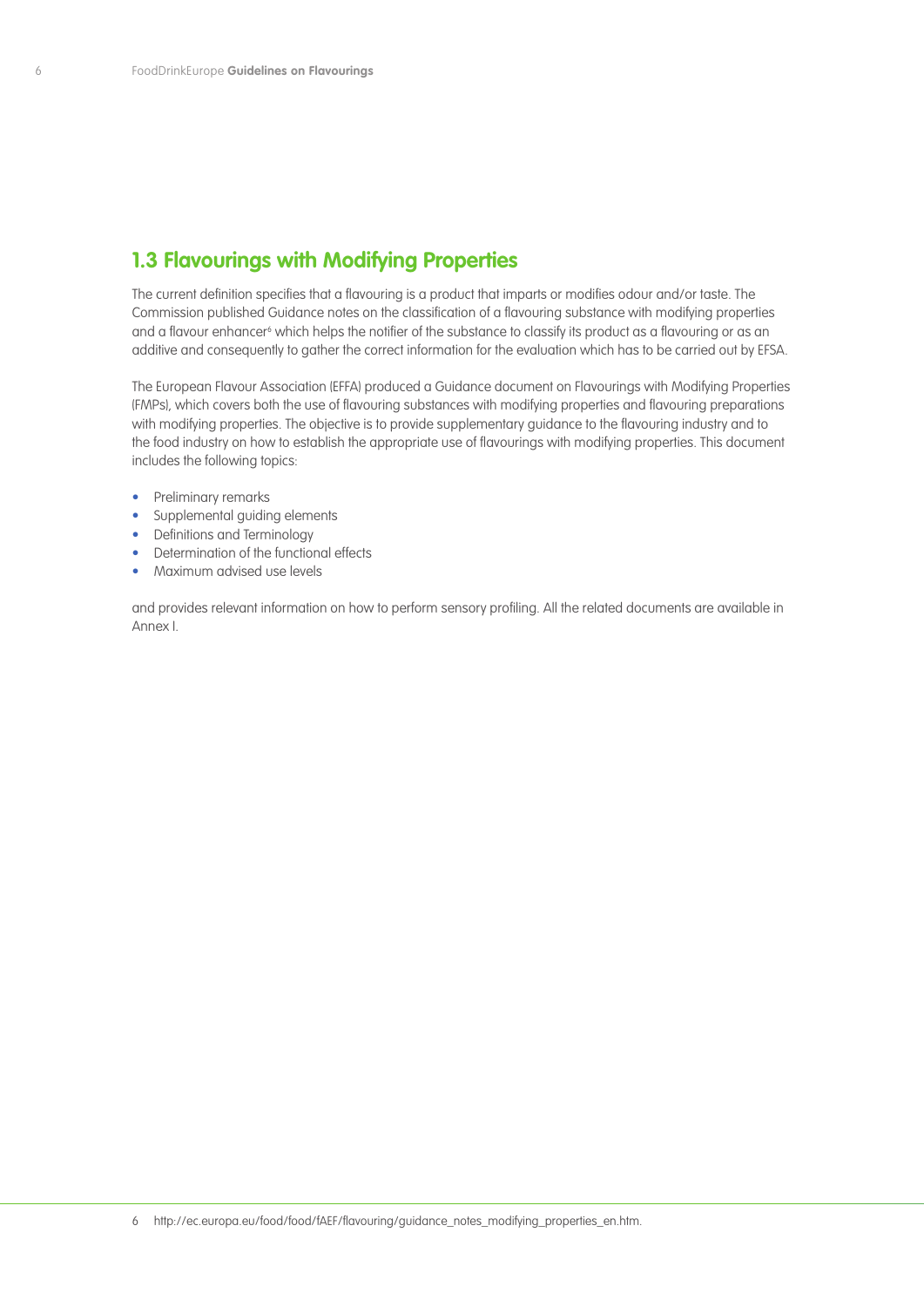## 1.3 Flavourings with Modifying Properties

The current definition specifies that a flavouring is a product that imparts or modifies odour and/or taste. The Commission published Guidance notes on the classification of a flavouring substance with modifying properties and a flavour enhancer[6] which helps the notifier of the substance to classify its product as a flavouring or as an additive and consequently to gather the correct information for the evaluation which has to be carried out by EFSA.

The European Flavour Association (EFFA) produced a Guidance document on Flavourings with Modifying Properties (FMPs), which covers both the use of flavouring substances with modifying properties and flavouring preparations with modifying properties. The objective is to provide supplementary guidance to the flavouring industry and to the food industry on how to establish the appropriate use of flavourings with modifying properties. This document includes the following topics:

- Preliminary remarks
- Supplemental guiding elements
- Definitions and Terminology
- Determination of the functional effects
- Maximum advised use levels

and provides relevant information on how to perform sensory profiling. All the related documents are available in Annex I.

6 http://ec.europa.eu/food/food/fAEF/flavouring/guidance_notes_modifying_properties_en.htm.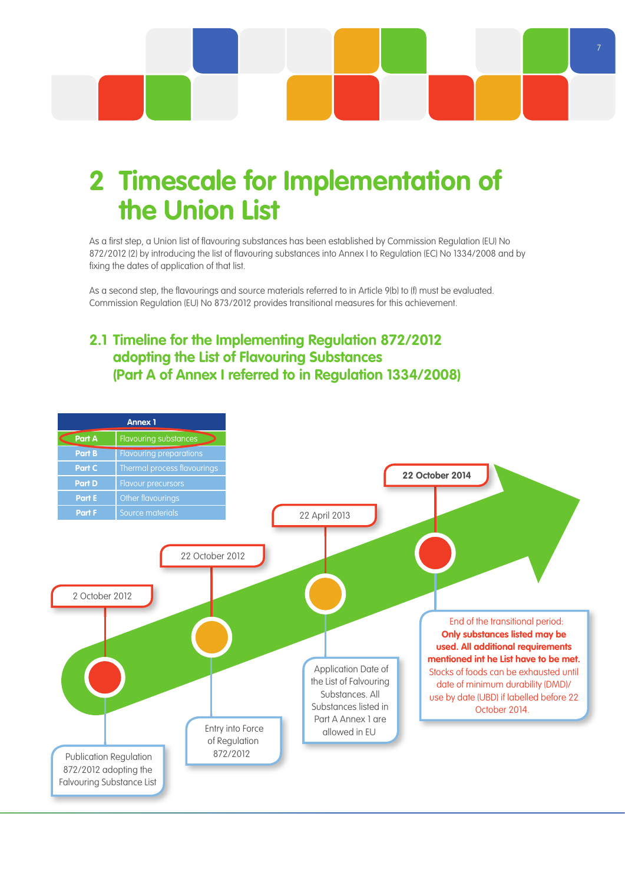# 2 Timescale for Implementation of the Union List

As a first step, a Union list of flavouring substances has been established by Commission Regulation (EU) No 872/2012 (2) by introducing the list of flavouring substances into Annex I to Regulation (EC) No 1334/2008 and by fixing the dates of application of that list.

As a second step, the flavourings and source materials referred to in Article 9(b) to (f) must be evaluated. Commission Regulation (EU) No 873/2012 provides transitional measures for this achievement.

## 2.1 Timeline for the Implementing Regulation 872/2012 adopting the List of Flavouring Substances (Part A of Annex I referred to in Regulation 1334/2008)

| Annex 1 | |
|---|---|
| Part A | Flavouring substances |
| Part B | Flavouring preparations |
| Part C | Thermal process flavourings |
| Part D | Flavour precursors |
| Part E | Other flavourings |
| Part F | Source materials |

2 October 2012
Publication Regulation 872/2012 adopting the Falvouring Substance List

22 October 2012
Entry into Force of Regulation 872/2012

22 April 2013
Application Date of the List of Falvouring Substances. All Substances listed in Part A Annex 1 are allowed in EU

**22 October 2014**
End of the transitional period: **Only substances listed may be used. All additional requirements mentioned int he List have to be met.** Stocks of foods can be exhausted until date of minimum durability (DMD)/ use by date (UBD) if labelled before 22 October 2014.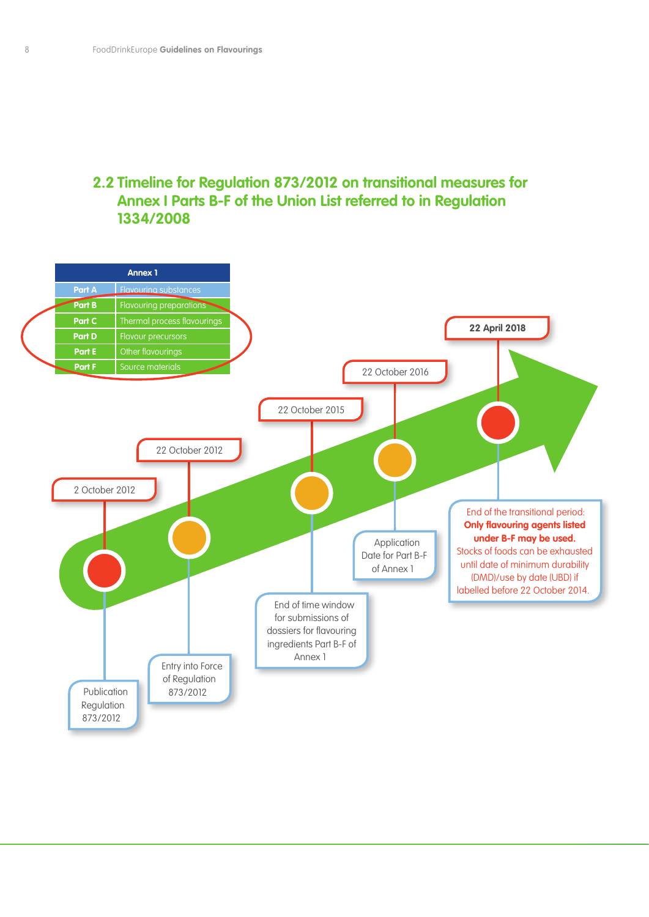## 2.2 Timeline for Regulation 873/2012 on transitional measures for Annex I Parts B-F of the Union List referred to in Regulation 1334/2008

| Annex 1 | |
|---|---|
| Part A | Flavouring substances |
| Part B | Flavouring preparations |
| Part C | Thermal process flavourings |
| Part D | Flavour precursors |
| Part E | Other flavourings |
| Part F | Source materials |

**2 October 2012** – Publication Regulation 873/2012

**22 October 2012** – Entry into Force of Regulation 873/2012

**22 October 2015** – End of time window for submissions of dossiers for flavouring ingredients Part B-F of Annex 1

**22 October 2016** – Application Date for Part B-F of Annex 1

**22 April 2018** – End of the transitional period: **Only flavouring agents listed under B-F may be used.** Stocks of foods can be exhausted until date of minimum durability (DMD)/use by date (UBD) if labelled before 22 October 2014.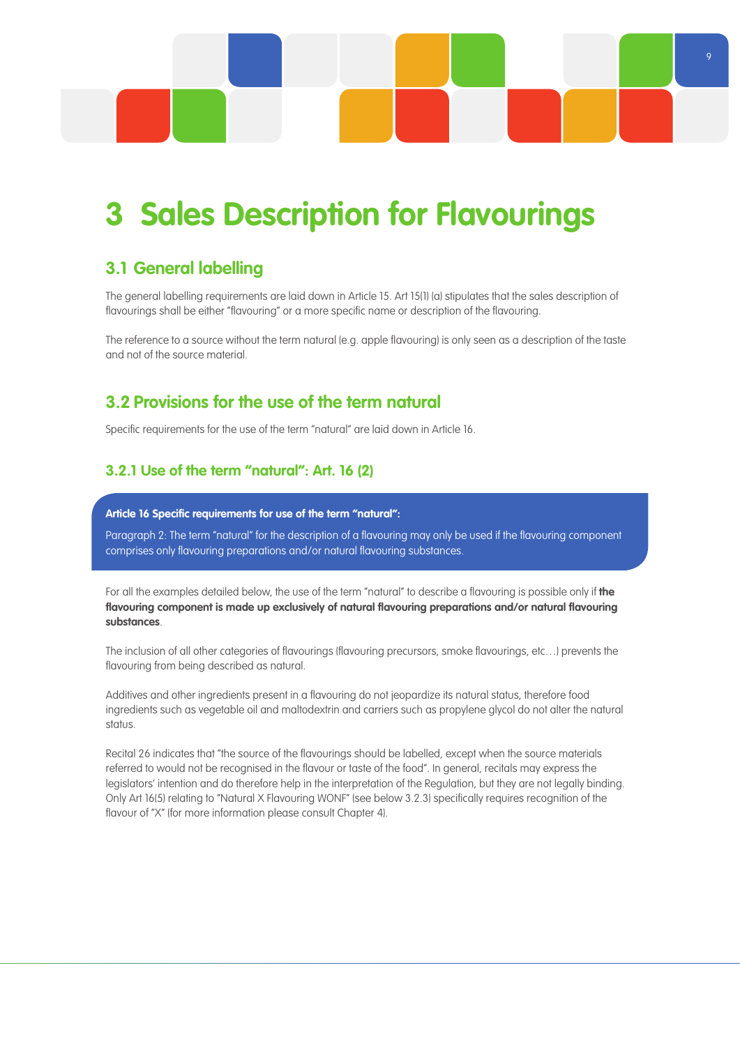# 3 Sales Description for Flavourings

## 3.1 General labelling

The general labelling requirements are laid down in Article 15. Art 15(1) (a) stipulates that the sales description of flavourings shall be either "flavouring" or a more specific name or description of the flavouring.

The reference to a source without the term natural (e.g. apple flavouring) is only seen as a description of the taste and not of the source material.

## 3.2 Provisions for the use of the term natural

Specific requirements for the use of the term "natural" are laid down in Article 16.

### 3.2.1 Use of the term "natural": Art. 16 (2)

**Article 16 Specific requirements for use of the term "natural":**

Paragraph 2: The term "natural" for the description of a flavouring may only be used if the flavouring component comprises only flavouring preparations and/or natural flavouring substances.

For all the examples detailed below, the use of the term "natural" to describe a flavouring is possible only if **the flavouring component is made up exclusively of natural flavouring preparations and/or natural flavouring substances**.

The inclusion of all other categories of flavourings (flavouring precursors, smoke flavourings, etc…) prevents the flavouring from being described as natural.

Additives and other ingredients present in a flavouring do not jeopardize its natural status, therefore food ingredients such as vegetable oil and maltodextrin and carriers such as propylene glycol do not alter the natural status.

Recital 26 indicates that "the source of the flavourings should be labelled, except when the source materials referred to would not be recognised in the flavour or taste of the food". In general, recitals may express the legislators' intention and do therefore help in the interpretation of the Regulation, but they are not legally binding. Only Art 16(5) relating to "Natural X Flavouring WONF" (see below 3.2.3) specifically requires recognition of the flavour of "X" (for more information please consult Chapter 4).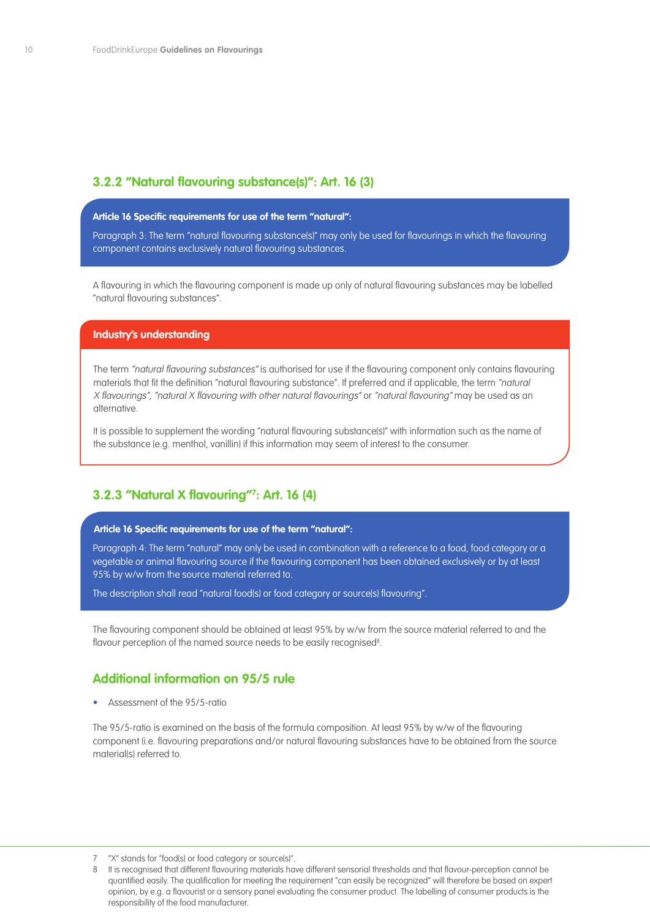### 3.2.2 "Natural flavouring substance(s)": Art. 16 (3)

**Article 16 Specific requirements for use of the term "natural":**

Paragraph 3: The term "natural flavouring substance(s)" may only be used for flavourings in which the flavouring component contains exclusively natural flavouring substances.

A flavouring in which the flavouring component is made up only of natural flavouring substances may be labelled "natural flavouring substances".

**Industry's understanding**

The term *"natural flavouring substances"* is authorised for use if the flavouring component only contains flavouring materials that fit the definition "natural flavouring substance". If preferred and if applicable, the term *"natural X flavourings", "natural X flavouring with other natural flavourings"* or *"natural flavouring"* may be used as an alternative.

It is possible to supplement the wording "natural flavouring substance(s)" with information such as the name of the substance (e.g. menthol, vanillin) if this information may seem of interest to the consumer.

### 3.2.3 "Natural X flavouring"[7]: Art. 16 (4)

**Article 16 Specific requirements for use of the term "natural":**

Paragraph 4: The term "natural" may only be used in combination with a reference to a food, food category or a vegetable or animal flavouring source if the flavouring component has been obtained exclusively or by at least 95% by w/w from the source material referred to.

The description shall read "natural food(s) or food category or source(s) flavouring".

The flavouring component should be obtained at least 95% by w/w from the source material referred to and the flavour perception of the named source needs to be easily recognised[8].

### Additional information on 95/5 rule

- Assessment of the 95/5-ratio

The 95/5-ratio is examined on the basis of the formula composition. At least 95% by w/w of the flavouring component (i.e. flavouring preparations and/or natural flavouring substances have to be obtained from the source material(s) referred to.

7 "X" stands for "food(s) or food category or source(s)".

8 It is recognised that different flavouring materials have different sensorial thresholds and that flavour-perception cannot be quantified easily. The qualification for meeting the requirement "can easily be recognized" will therefore be based on expert opinion, by e.g. a flavourist or a sensory panel evaluating the consumer product. The labelling of consumer products is the responsibility of the food manufacturer.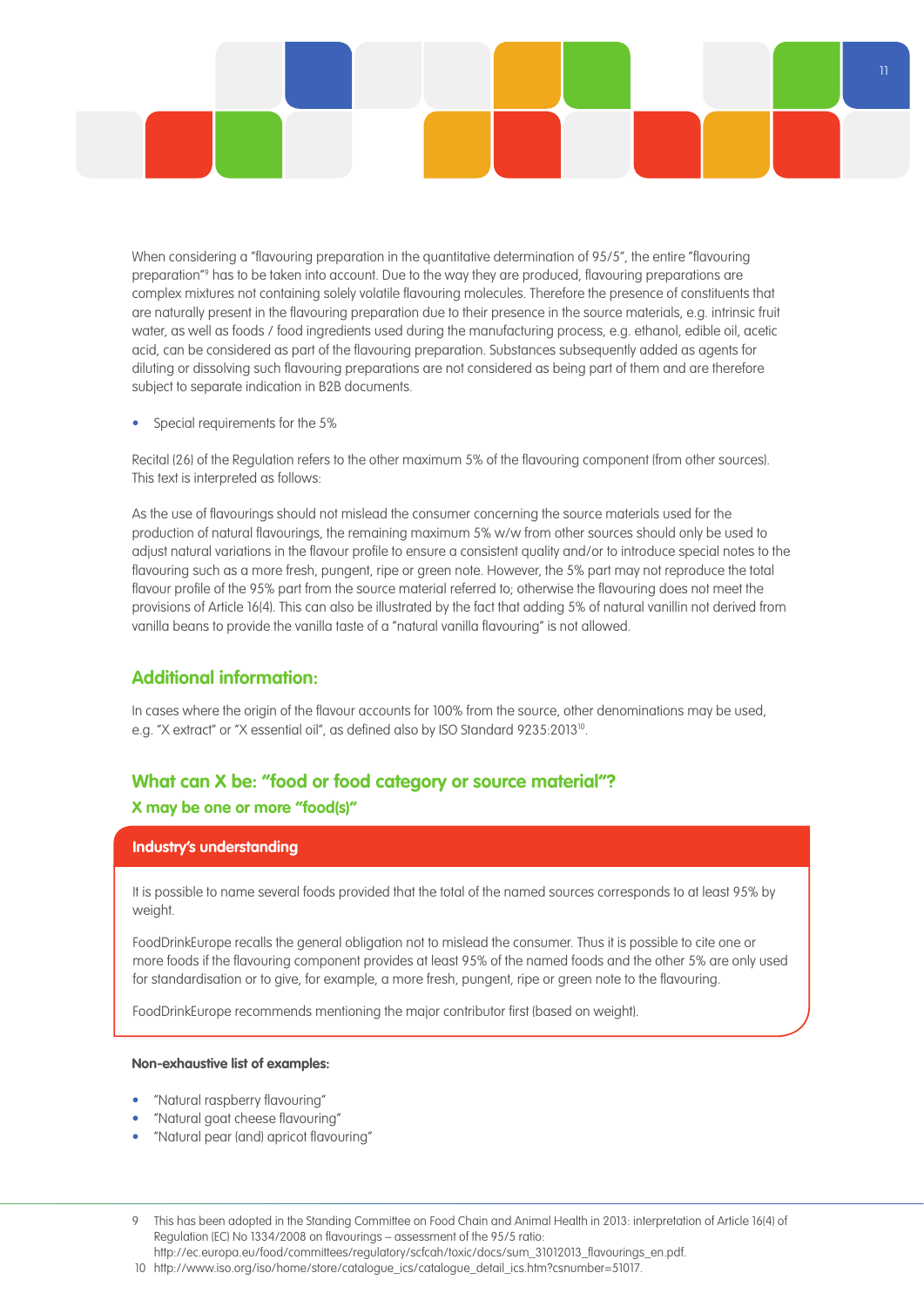When considering a "flavouring preparation in the quantitative determination of 95/5", the entire "flavouring preparation"[9] has to be taken into account. Due to the way they are produced, flavouring preparations are complex mixtures not containing solely volatile flavouring molecules. Therefore the presence of constituents that are naturally present in the flavouring preparation due to their presence in the source materials, e.g. intrinsic fruit water, as well as foods / food ingredients used during the manufacturing process, e.g. ethanol, edible oil, acetic acid, can be considered as part of the flavouring preparation. Substances subsequently added as agents for diluting or dissolving such flavouring preparations are not considered as being part of them and are therefore subject to separate indication in B2B documents.

- Special requirements for the 5%

Recital (26) of the Regulation refers to the other maximum 5% of the flavouring component (from other sources). This text is interpreted as follows:

As the use of flavourings should not mislead the consumer concerning the source materials used for the production of natural flavourings, the remaining maximum 5% w/w from other sources should only be used to adjust natural variations in the flavour profile to ensure a consistent quality and/or to introduce special notes to the flavouring such as a more fresh, pungent, ripe or green note. However, the 5% part may not reproduce the total flavour profile of the 95% part from the source material referred to; otherwise the flavouring does not meet the provisions of Article 16(4). This can also be illustrated by the fact that adding 5% of natural vanillin not derived from vanilla beans to provide the vanilla taste of a "natural vanilla flavouring" is not allowed.

## Additional information:

In cases where the origin of the flavour accounts for 100% from the source, other denominations may be used, e.g. "X extract" or "X essential oil", as defined also by ISO Standard 9235:2013[10].

## What can X be: "food or food category or source material"?

### X may be one or more "food(s)"

**Industry's understanding**

It is possible to name several foods provided that the total of the named sources corresponds to at least 95% by weight.

FoodDrinkEurope recalls the general obligation not to mislead the consumer. Thus it is possible to cite one or more foods if the flavouring component provides at least 95% of the named foods and the other 5% are only used for standardisation or to give, for example, a more fresh, pungent, ripe or green note to the flavouring.

FoodDrinkEurope recommends mentioning the major contributor first (based on weight).

**Non-exhaustive list of examples:**

- "Natural raspberry flavouring"
- "Natural goat cheese flavouring"
- "Natural pear (and) apricot flavouring"

9 This has been adopted in the Standing Committee on Food Chain and Animal Health in 2013: interpretation of Article 16(4) of Regulation (EC) No 1334/2008 on flavourings – assessment of the 95/5 ratio: http://ec.europa.eu/food/committees/regulatory/scfcah/toxic/docs/sum_31012013_flavourings_en.pdf.

10 http://www.iso.org/iso/home/store/catalogue_ics/catalogue_detail_ics.htm?csnumber=51017.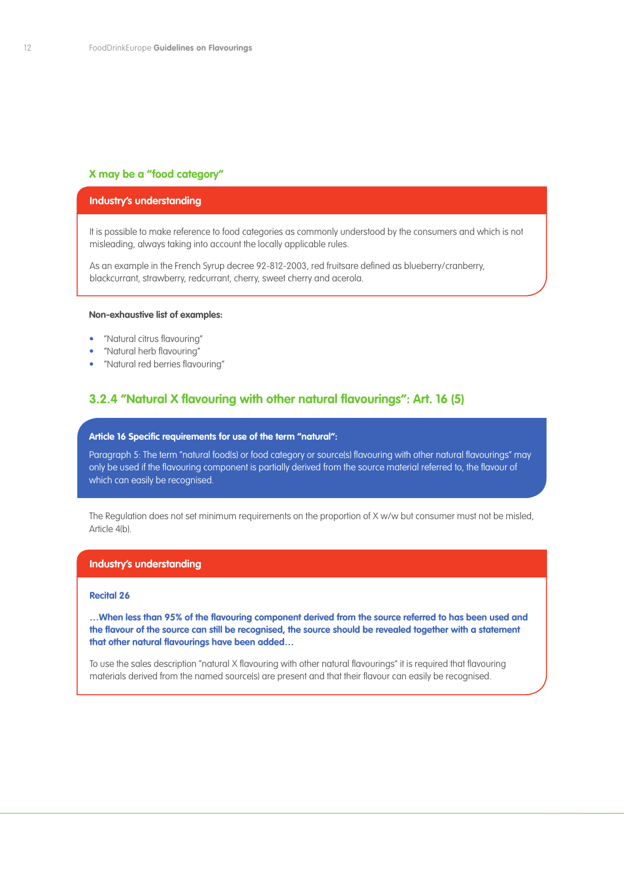### X may be a "food category"

**Industry's understanding**

It is possible to make reference to food categories as commonly understood by the consumers and which is not misleading, always taking into account the locally applicable rules.

As an example in the French Syrup decree 92-812-2003, red fruitsare defined as blueberry/cranberry, blackcurrant, strawberry, redcurrant, cherry, sweet cherry and acerola.

**Non-exhaustive list of examples:**

- "Natural citrus flavouring"
- "Natural herb flavouring"
- "Natural red berries flavouring"

## 3.2.4 "Natural X flavouring with other natural flavourings": Art. 16 (5)

**Article 16 Specific requirements for use of the term "natural":**

Paragraph 5: The term "natural food(s) or food category or source(s) flavouring with other natural flavourings" may only be used if the flavouring component is partially derived from the source material referred to, the flavour of which can easily be recognised.

The Regulation does not set minimum requirements on the proportion of X w/w but consumer must not be misled, Article 4(b).

**Industry's understanding**

**Recital 26**

**…When less than 95% of the flavouring component derived from the source referred to has been used and the flavour of the source can still be recognised, the source should be revealed together with a statement that other natural flavourings have been added…**

To use the sales description "natural X flavouring with other natural flavourings" it is required that flavouring materials derived from the named source(s) are present and that their flavour can easily be recognised.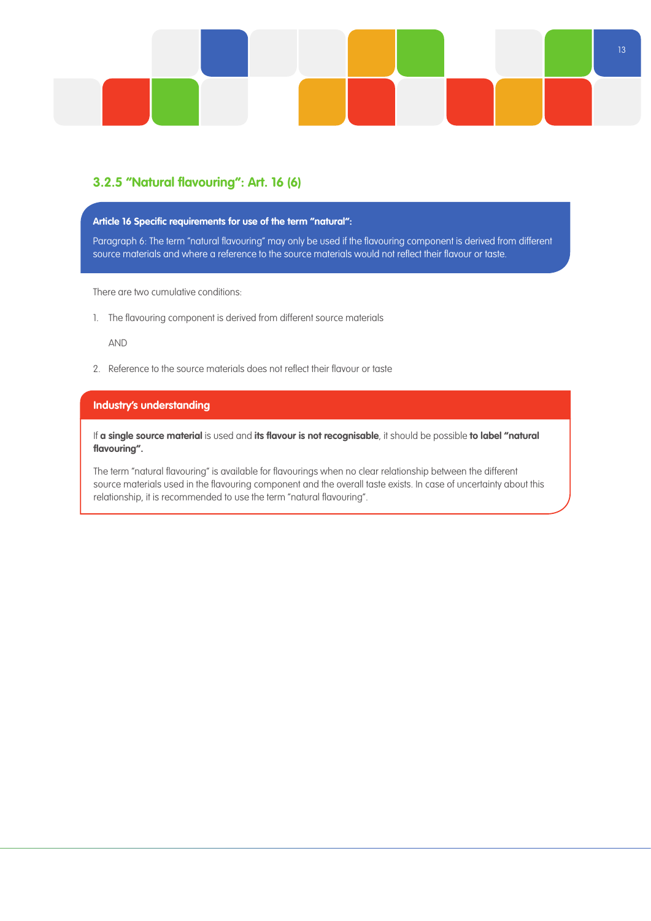### 3.2.5 "Natural flavouring": Art. 16 (6)

**Article 16 Specific requirements for use of the term "natural":**

Paragraph 6: The term "natural flavouring" may only be used if the flavouring component is derived from different source materials and where a reference to the source materials would not reflect their flavour or taste.

There are two cumulative conditions:

1. The flavouring component is derived from different source materials

   AND

2. Reference to the source materials does not reflect their flavour or taste

**Industry's understanding**

If **a single source material** is used and **its flavour is not recognisable**, it should be possible **to label "natural flavouring".**

The term "natural flavouring" is available for flavourings when no clear relationship between the different source materials used in the flavouring component and the overall taste exists. In case of uncertainty about this relationship, it is recommended to use the term "natural flavouring".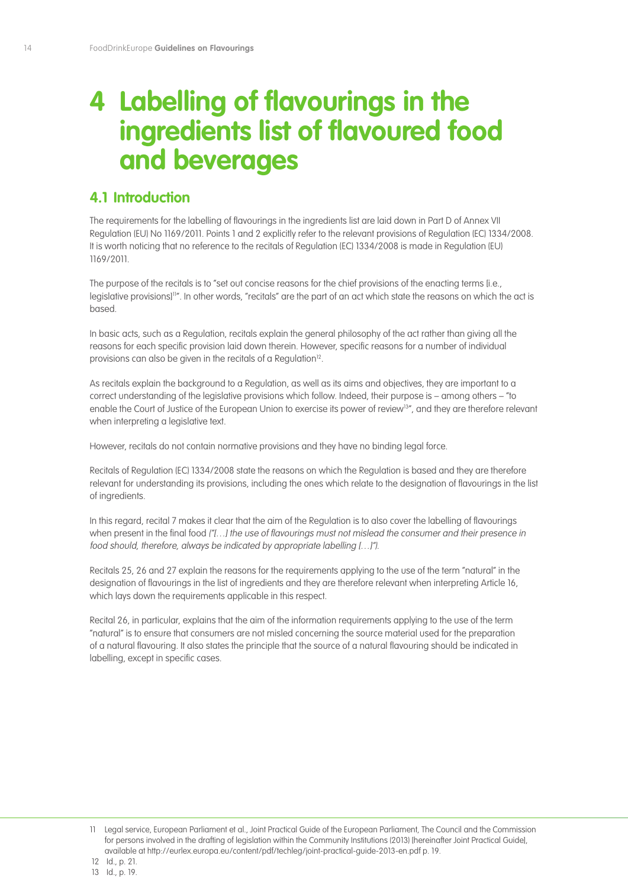# 4 Labelling of flavourings in the ingredients list of flavoured food and beverages

## 4.1 Introduction

The requirements for the labelling of flavourings in the ingredients list are laid down in Part D of Annex VII Regulation (EU) No 1169/2011. Points 1 and 2 explicitly refer to the relevant provisions of Regulation (EC) 1334/2008. It is worth noticing that no reference to the recitals of Regulation (EC) 1334/2008 is made in Regulation (EU) 1169/2011.

The purpose of the recitals is to "set out concise reasons for the chief provisions of the enacting terms [i.e., legislative provisions][11]". In other words, "recitals" are the part of an act which state the reasons on which the act is based.

In basic acts, such as a Regulation, recitals explain the general philosophy of the act rather than giving all the reasons for each specific provision laid down therein. However, specific reasons for a number of individual provisions can also be given in the recitals of a Regulation[12].

As recitals explain the background to a Regulation, as well as its aims and objectives, they are important to a correct understanding of the legislative provisions which follow. Indeed, their purpose is – among others – "to enable the Court of Justice of the European Union to exercise its power of review[13]", and they are therefore relevant when interpreting a legislative text.

However, recitals do not contain normative provisions and they have no binding legal force.

Recitals of Regulation (EC) 1334/2008 state the reasons on which the Regulation is based and they are therefore relevant for understanding its provisions, including the ones which relate to the designation of flavourings in the list of ingredients.

In this regard, recital 7 makes it clear that the aim of the Regulation is to also cover the labelling of flavourings when present in the final food *("[…] the use of flavourings must not mislead the consumer and their presence in food should, therefore, always be indicated by appropriate labelling […]")*.

Recitals 25, 26 and 27 explain the reasons for the requirements applying to the use of the term "natural" in the designation of flavourings in the list of ingredients and they are therefore relevant when interpreting Article 16, which lays down the requirements applicable in this respect.

Recital 26, in particular, explains that the aim of the information requirements applying to the use of the term "natural" is to ensure that consumers are not misled concerning the source material used for the preparation of a natural flavouring. It also states the principle that the source of a natural flavouring should be indicated in labelling, except in specific cases.

---

11 Legal service, European Parliament et al., Joint Practical Guide of the European Parliament, The Council and the Commission for persons involved in the drafting of legislation within the Community Institutions (2013) [hereinafter Joint Practical Guide], available at http://eurlex.europa.eu/content/pdf/techleg/joint-practical-guide-2013-en.pdf p. 19.

12 Id., p. 21.

13 Id., p. 19.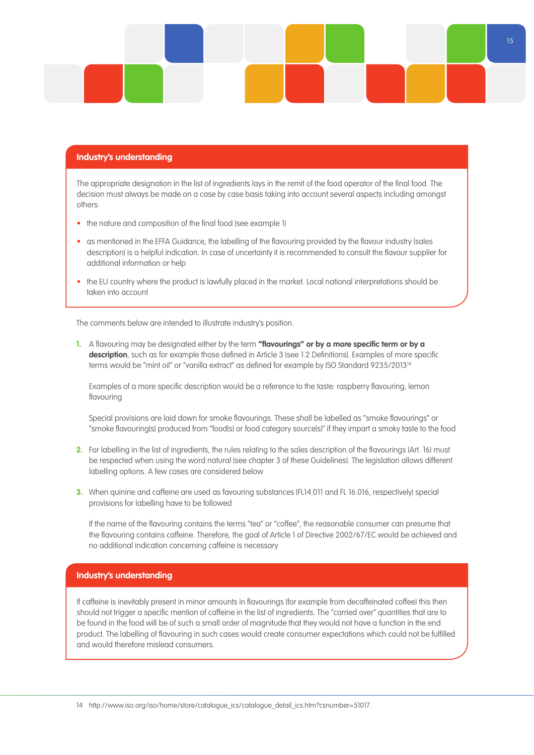### Industry's understanding

The appropriate designation in the list of ingredients lays in the remit of the food operator of the final food. The decision must always be made on a case by case basis taking into account several aspects including amongst others:

- the nature and composition of the final food (see example 1)
- as mentioned in the EFFA Guidance, the labelling of the flavouring provided by the flavour industry (sales description) is a helpful indication. In case of uncertainty it is recommended to consult the flavour supplier for additional information or help
- the EU country where the product is lawfully placed in the market. Local national interpretations should be taken into account

The comments below are intended to illustrate industry's position.

1. A flavouring may be designated either by the term **"flavourings" or by a more specific term or by a description**, such as for example those defined in Article 3 (see 1.2 Definitions). Examples of more specific terms would be "mint oil" or "vanilla extract" as defined for example by ISO Standard 9235/2013[14]

   Examples of a more specific description would be a reference to the taste: raspberry flavouring, lemon flavouring

   Special provisions are laid down for smoke flavourings. These shall be labelled as "smoke flavourings" or "smoke flavouring(s) produced from "food(s) or food category source(s)" if they impart a smoky taste to the food

2. For labelling in the list of ingredients, the rules relating to the sales description of the flavourings (Art. 16) must be respected when using the word natural (see chapter 3 of these Guidelines). The legislation allows different labelling options. A few cases are considered below

3. When quinine and caffeine are used as favouring substances (FL14.011 and FL 16.016, respectively) special provisions for labelling have to be followed

   If the name of the flavouring contains the terms "tea" or "coffee", the reasonable consumer can presume that the flavouring contains caffeine. Therefore, the goal of Article 1 of Directive 2002/67/EC would be achieved and no additional indication concerning caffeine is necessary

### Industry's understanding

If caffeine is inevitably present in minor amounts in flavourings (for example from decaffeinated coffee) this then should not trigger a specific mention of caffeine in the list of ingredients. The "carried over" quantities that are to be found in the food will be of such a small order of magnitude that they would not have a function in the end product. The labelling of flavouring in such cases would create consumer expectations which could not be fulfilled and would therefore mislead consumers.

14 http://www.iso.org/iso/home/store/catalogue_ics/catalogue_detail_ics.htm?csnumber=51017.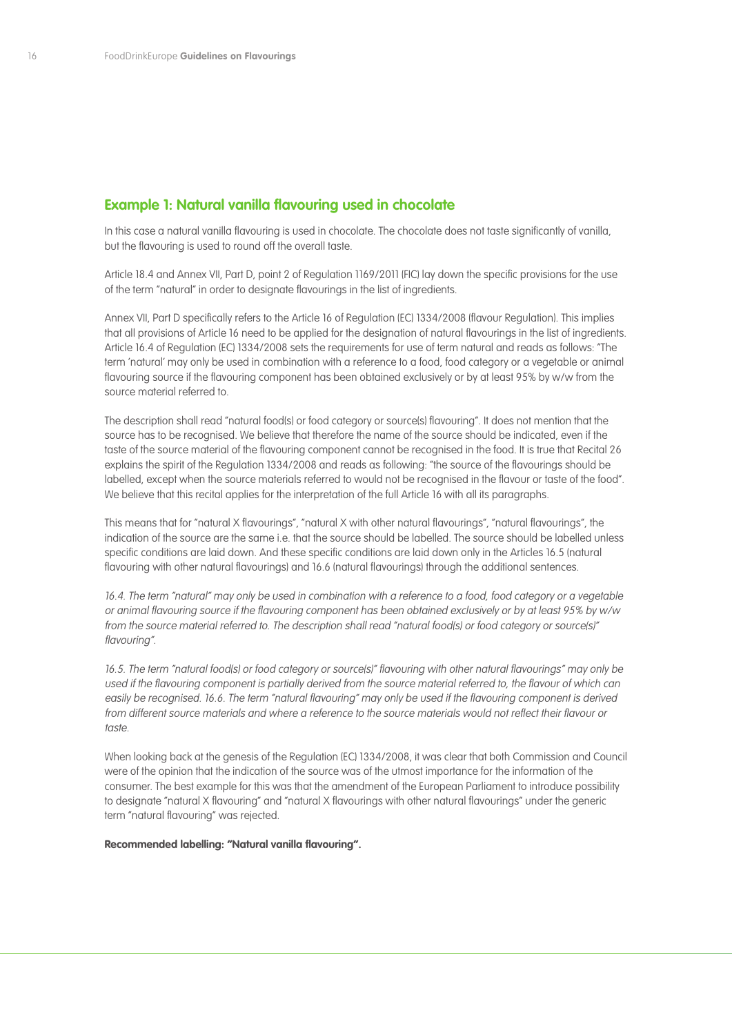## Example 1: Natural vanilla flavouring used in chocolate

In this case a natural vanilla flavouring is used in chocolate. The chocolate does not taste significantly of vanilla, but the flavouring is used to round off the overall taste.

Article 18.4 and Annex VII, Part D, point 2 of Regulation 1169/2011 (FIC) lay down the specific provisions for the use of the term "natural" in order to designate flavourings in the list of ingredients.

Annex VII, Part D specifically refers to the Article 16 of Regulation (EC) 1334/2008 (flavour Regulation). This implies that all provisions of Article 16 need to be applied for the designation of natural flavourings in the list of ingredients. Article 16.4 of Regulation (EC) 1334/2008 sets the requirements for use of term natural and reads as follows: "The term 'natural' may only be used in combination with a reference to a food, food category or a vegetable or animal flavouring source if the flavouring component has been obtained exclusively or by at least 95% by w/w from the source material referred to.

The description shall read "natural food(s) or food category or source(s) flavouring". It does not mention that the source has to be recognised. We believe that therefore the name of the source should be indicated, even if the taste of the source material of the flavouring component cannot be recognised in the food. It is true that Recital 26 explains the spirit of the Regulation 1334/2008 and reads as following: "the source of the flavourings should be labelled, except when the source materials referred to would not be recognised in the flavour or taste of the food". We believe that this recital applies for the interpretation of the full Article 16 with all its paragraphs.

This means that for "natural X flavourings", "natural X with other natural flavourings", "natural flavourings", the indication of the source are the same i.e. that the source should be labelled. The source should be labelled unless specific conditions are laid down. And these specific conditions are laid down only in the Articles 16.5 (natural flavouring with other natural flavourings) and 16.6 (natural flavourings) through the additional sentences.

*16.4. The term "natural" may only be used in combination with a reference to a food, food category or a vegetable or animal flavouring source if the flavouring component has been obtained exclusively or by at least 95% by w/w from the source material referred to. The description shall read "natural food(s) or food category or source(s)" flavouring".*

*16.5. The term "natural food(s) or food category or source(s)" flavouring with other natural flavourings" may only be used if the flavouring component is partially derived from the source material referred to, the flavour of which can easily be recognised. 16.6. The term "natural flavouring" may only be used if the flavouring component is derived from different source materials and where a reference to the source materials would not reflect their flavour or taste.*

When looking back at the genesis of the Regulation (EC) 1334/2008, it was clear that both Commission and Council were of the opinion that the indication of the source was of the utmost importance for the information of the consumer. The best example for this was that the amendment of the European Parliament to introduce possibility to designate "natural X flavouring" and "natural X flavourings with other natural flavourings" under the generic term "natural flavouring" was rejected.

**Recommended labelling: "Natural vanilla flavouring".**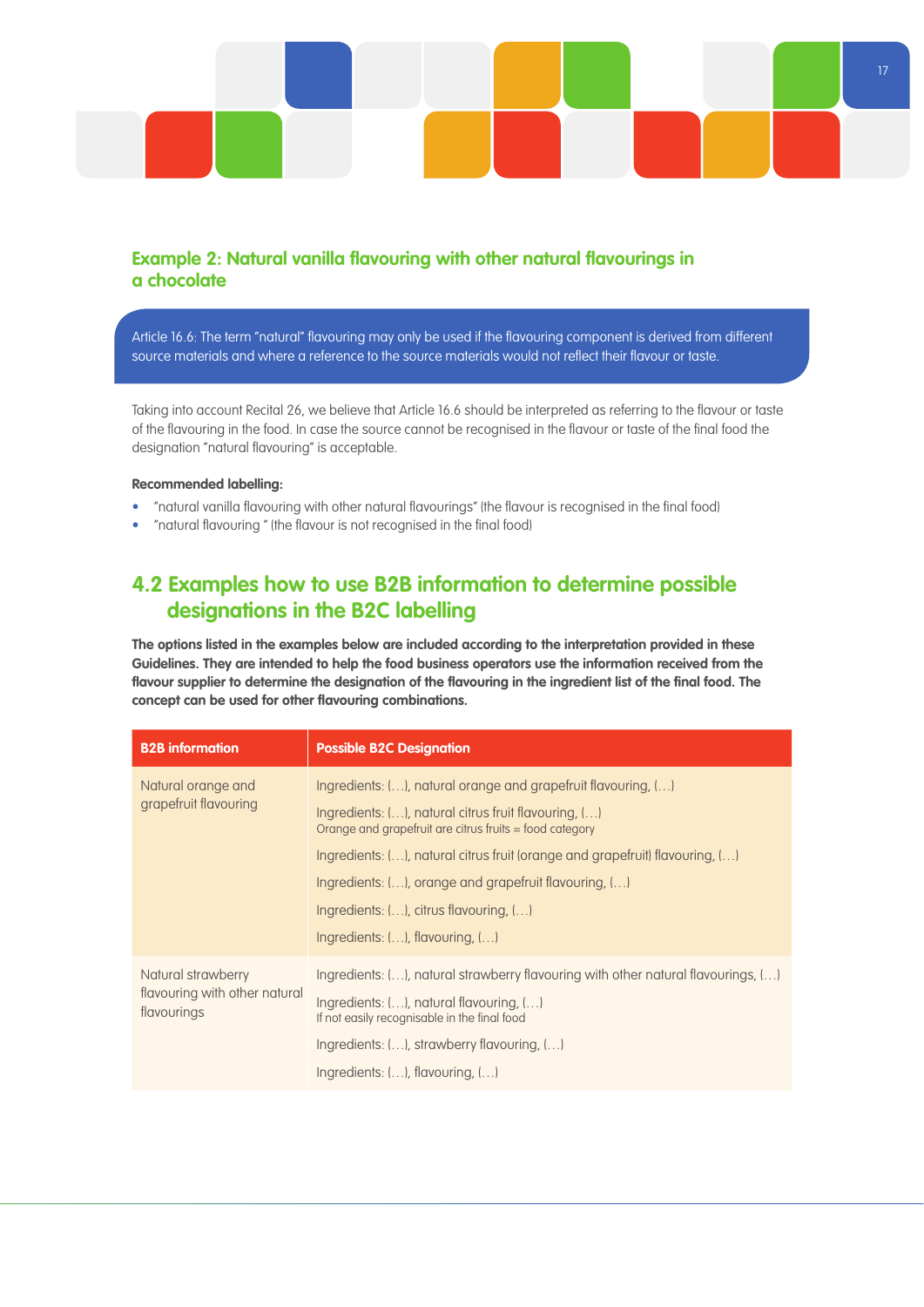### Example 2: Natural vanilla flavouring with other natural flavourings in a chocolate

> Article 16.6: The term "natural" flavouring may only be used if the flavouring component is derived from different source materials and where a reference to the source materials would not reflect their flavour or taste.

Taking into account Recital 26, we believe that Article 16.6 should be interpreted as referring to the flavour or taste of the flavouring in the food. In case the source cannot be recognised in the flavour or taste of the final food the designation "natural flavouring" is acceptable.

**Recommended labelling:**

- "natural vanilla flavouring with other natural flavourings" (the flavour is recognised in the final food)
- "natural flavouring " (the flavour is not recognised in the final food)

## 4.2 Examples how to use B2B information to determine possible designations in the B2C labelling

**The options listed in the examples below are included according to the interpretation provided in these Guidelines. They are intended to help the food business operators use the information received from the flavour supplier to determine the designation of the flavouring in the ingredient list of the final food. The concept can be used for other flavouring combinations.**

| B2B information | Possible B2C Designation |
|---|---|
| Natural orange and grapefruit flavouring | Ingredients: (…), natural orange and grapefruit flavouring, (…) |
| | Ingredients: (…), natural citrus fruit flavouring, (…)<br>Orange and grapefruit are citrus fruits = food category |
| | Ingredients: (…), natural citrus fruit (orange and grapefruit) flavouring, (…) |
| | Ingredients: (…), orange and grapefruit flavouring, (…) |
| | Ingredients: (…), citrus flavouring, (…) |
| | Ingredients: (…), flavouring, (…) |
| Natural strawberry flavouring with other natural flavourings | Ingredients: (…), natural strawberry flavouring with other natural flavourings, (…) |
| | Ingredients: (…), natural flavouring, (…)<br>If not easily recognisable in the final food |
| | Ingredients: (…), strawberry flavouring, (…) |
| | Ingredients: (…), flavouring, (…) |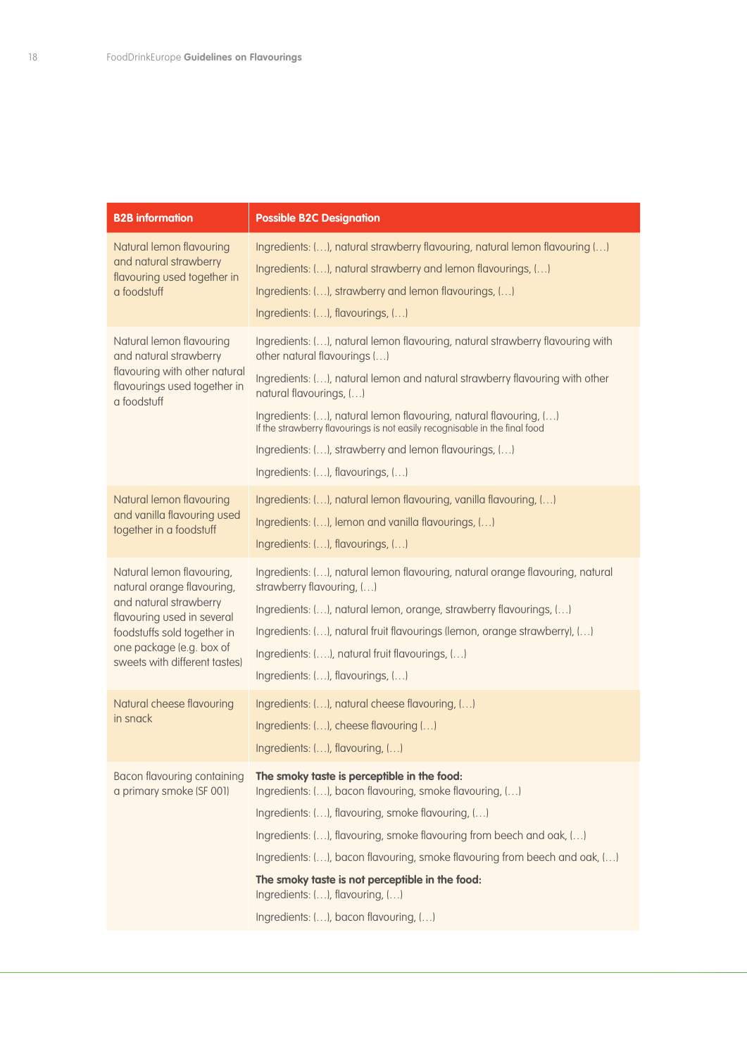| B2B information | Possible B2C Designation |
|---|---|
| Natural lemon flavouring and natural strawberry flavouring used together in a foodstuff | Ingredients: (…), natural strawberry flavouring, natural lemon flavouring (…)<br>Ingredients: (…), natural strawberry and lemon flavourings, (…)<br>Ingredients: (…), strawberry and lemon flavourings, (…)<br>Ingredients: (…), flavourings, (…) |
| Natural lemon flavouring and natural strawberry flavouring with other natural flavourings used together in a foodstuff | Ingredients: (…), natural lemon flavouring, natural strawberry flavouring with other natural flavourings (…)<br>Ingredients: (…), natural lemon and natural strawberry flavouring with other natural flavourings, (…)<br>Ingredients: (…), natural lemon flavouring, natural flavouring, (…)<br>If the strawberry flavourings is not easily recognisable in the final food<br>Ingredients: (…), strawberry and lemon flavourings, (…)<br>Ingredients: (…), flavourings, (…) |
| Natural lemon flavouring and vanilla flavouring used together in a foodstuff | Ingredients: (…), natural lemon flavouring, vanilla flavouring, (…)<br>Ingredients: (…), lemon and vanilla flavourings, (…)<br>Ingredients: (…), flavourings, (…) |
| Natural lemon flavouring, natural orange flavouring, and natural strawberry flavouring used in several foodstuffs sold together in one package (e.g. box of sweets with different tastes) | Ingredients: (…), natural lemon flavouring, natural orange flavouring, natural strawberry flavouring, (…)<br>Ingredients: (…), natural lemon, orange, strawberry flavourings, (…)<br>Ingredients: (…), natural fruit flavourings (lemon, orange strawberry), (…)<br>Ingredients: (….), natural fruit flavourings, (…)<br>Ingredients: (…), flavourings, (…) |
| Natural cheese flavouring in snack | Ingredients: (…), natural cheese flavouring, (…)<br>Ingredients: (…), cheese flavouring (…)<br>Ingredients: (…), flavouring, (…) |
| Bacon flavouring containing a primary smoke (SF 001) | **The smoky taste is perceptible in the food:**<br>Ingredients: (…), bacon flavouring, smoke flavouring, (…)<br>Ingredients: (…), flavouring, smoke flavouring, (…)<br>Ingredients: (…), flavouring, smoke flavouring from beech and oak, (…)<br>Ingredients: (…), bacon flavouring, smoke flavouring from beech and oak, (…)<br>**The smoky taste is not perceptible in the food:**<br>Ingredients: (…), flavouring, (…)<br>Ingredients: (…), bacon flavouring, (…) |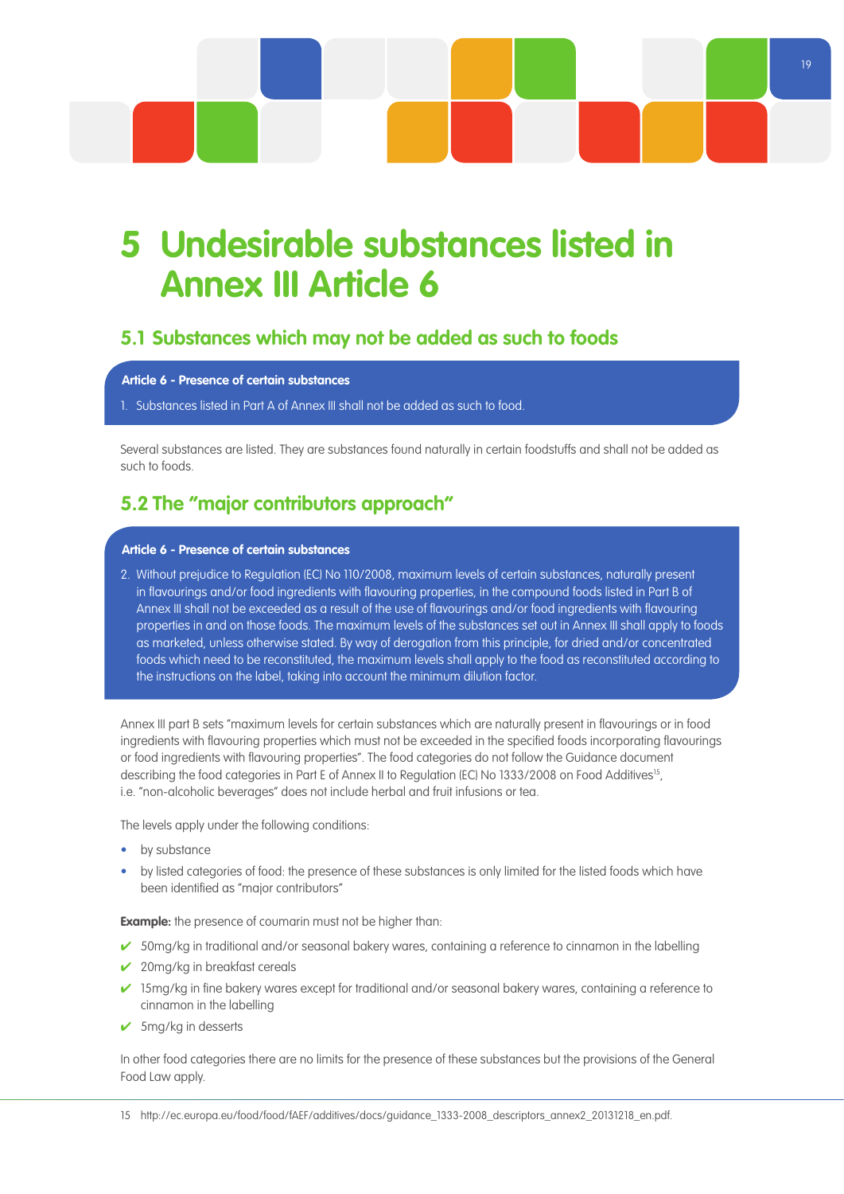# 5 Undesirable substances listed in Annex III Article 6

## 5.1 Substances which may not be added as such to foods

**Article 6 - Presence of certain substances**

1. Substances listed in Part A of Annex III shall not be added as such to food.

Several substances are listed. They are substances found naturally in certain foodstuffs and shall not be added as such to foods.

## 5.2 The "major contributors approach"

**Article 6 - Presence of certain substances**

2. Without prejudice to Regulation (EC) No 110/2008, maximum levels of certain substances, naturally present in flavourings and/or food ingredients with flavouring properties, in the compound foods listed in Part B of Annex III shall not be exceeded as a result of the use of flavourings and/or food ingredients with flavouring properties in and on those foods. The maximum levels of the substances set out in Annex III shall apply to foods as marketed, unless otherwise stated. By way of derogation from this principle, for dried and/or concentrated foods which need to be reconstituted, the maximum levels shall apply to the food as reconstituted according to the instructions on the label, taking into account the minimum dilution factor.

Annex III part B sets "maximum levels for certain substances which are naturally present in flavourings or in food ingredients with flavouring properties which must not be exceeded in the specified foods incorporating flavourings or food ingredients with flavouring properties". The food categories do not follow the Guidance document describing the food categories in Part E of Annex II to Regulation (EC) No 1333/2008 on Food Additives[15], i.e. "non-alcoholic beverages" does not include herbal and fruit infusions or tea.

The levels apply under the following conditions:

- by substance
- by listed categories of food: the presence of these substances is only limited for the listed foods which have been identified as "major contributors"

**Example:** the presence of coumarin must not be higher than:

- ✔ 50mg/kg in traditional and/or seasonal bakery wares, containing a reference to cinnamon in the labelling
- ✔ 20mg/kg in breakfast cereals
- ✔ 15mg/kg in fine bakery wares except for traditional and/or seasonal bakery wares, containing a reference to cinnamon in the labelling
- ✔ 5mg/kg in desserts

In other food categories there are no limits for the presence of these substances but the provisions of the General Food Law apply.

15 http://ec.europa.eu/food/food/fAEF/additives/docs/guidance_1333-2008_descriptors_annex2_20131218_en.pdf.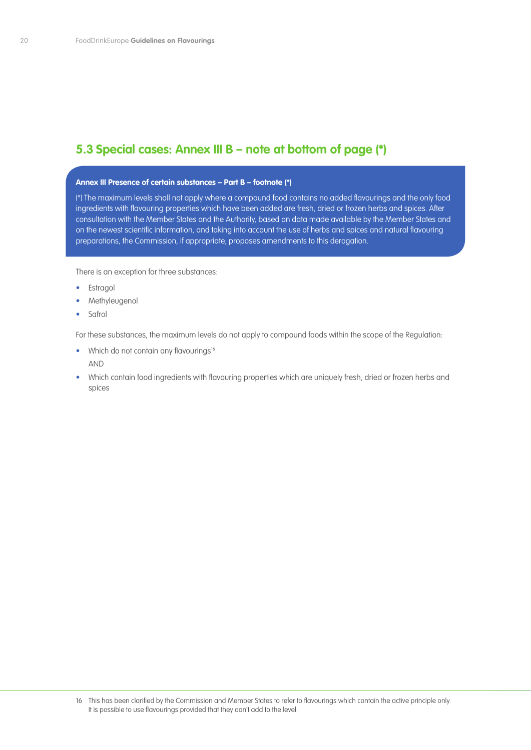## 5.3 Special cases: Annex III B – note at bottom of page (*)

**Annex III Presence of certain substances – Part B – footnote (*)**

(*) The maximum levels shall not apply where a compound food contains no added flavourings and the only food ingredients with flavouring properties which have been added are fresh, dried or frozen herbs and spices. After consultation with the Member States and the Authority, based on data made available by the Member States and on the newest scientific information, and taking into account the use of herbs and spices and natural flavouring preparations, the Commission, if appropriate, proposes amendments to this derogation.

There is an exception for three substances:

- Estragol
- Methyleugenol
- Safrol

For these substances, the maximum levels do not apply to compound foods within the scope of the Regulation:

- Which do not contain any flavourings[16]

  AND
- Which contain food ingredients with flavouring properties which are uniquely fresh, dried or frozen herbs and spices

16 This has been clarified by the Commission and Member States to refer to flavourings which contain the active principle only. It is possible to use flavourings provided that they don't add to the level.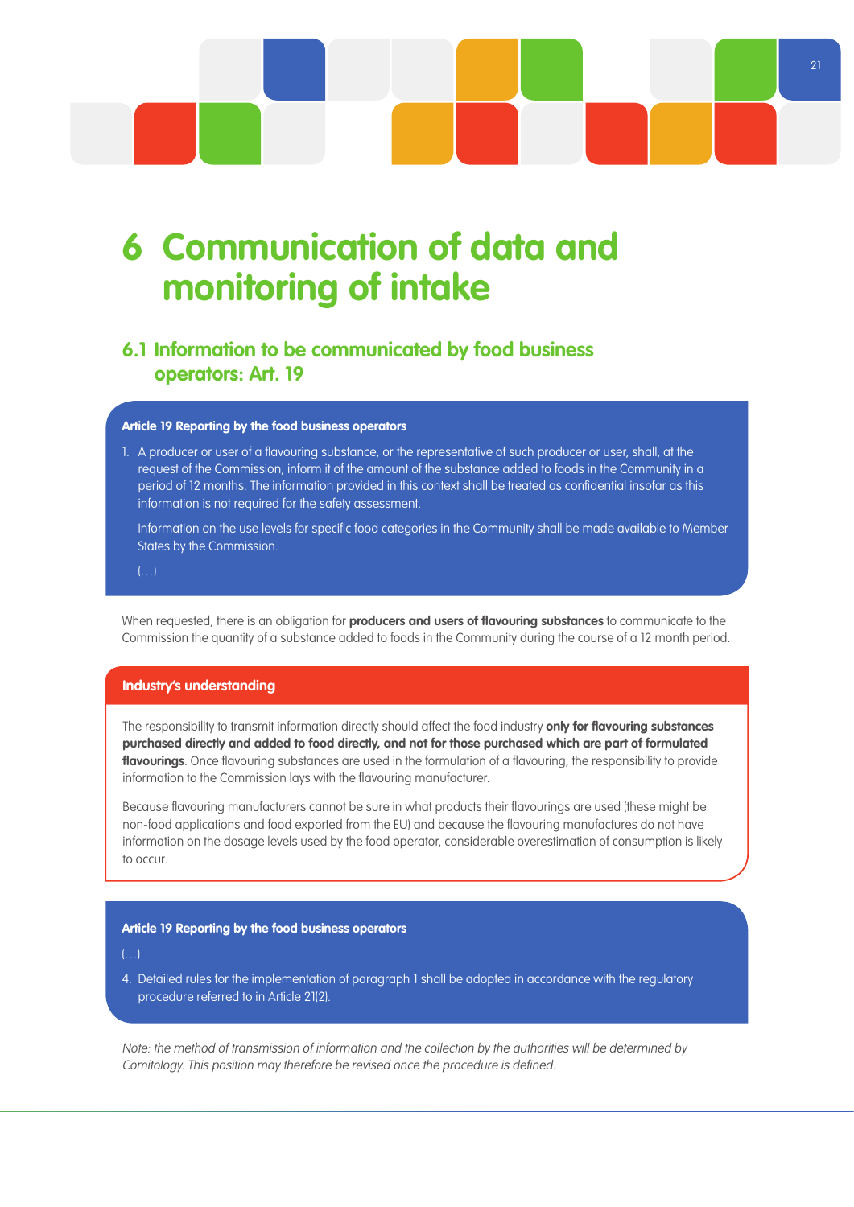# 6 Communication of data and monitoring of intake

## 6.1 Information to be communicated by food business operators: Art. 19

**Article 19 Reporting by the food business operators**

1. A producer or user of a flavouring substance, or the representative of such producer or user, shall, at the request of the Commission, inform it of the amount of the substance added to foods in the Community in a period of 12 months. The information provided in this context shall be treated as confidential insofar as this information is not required for the safety assessment.

   Information on the use levels for specific food categories in the Community shall be made available to Member States by the Commission.

   (…)

When requested, there is an obligation for **producers and users of flavouring substances** to communicate to the Commission the quantity of a substance added to foods in the Community during the course of a 12 month period.

**Industry's understanding**

The responsibility to transmit information directly should affect the food industry **only for flavouring substances purchased directly and added to food directly, and not for those purchased which are part of formulated flavourings**. Once flavouring substances are used in the formulation of a flavouring, the responsibility to provide information to the Commission lays with the flavouring manufacturer.

Because flavouring manufacturers cannot be sure in what products their flavourings are used (these might be non-food applications and food exported from the EU) and because the flavouring manufactures do not have information on the dosage levels used by the food operator, considerable overestimation of consumption is likely to occur.

**Article 19 Reporting by the food business operators**

(…)

4. Detailed rules for the implementation of paragraph 1 shall be adopted in accordance with the regulatory procedure referred to in Article 21(2).

*Note: the method of transmission of information and the collection by the authorities will be determined by Comitology. This position may therefore be revised once the procedure is defined.*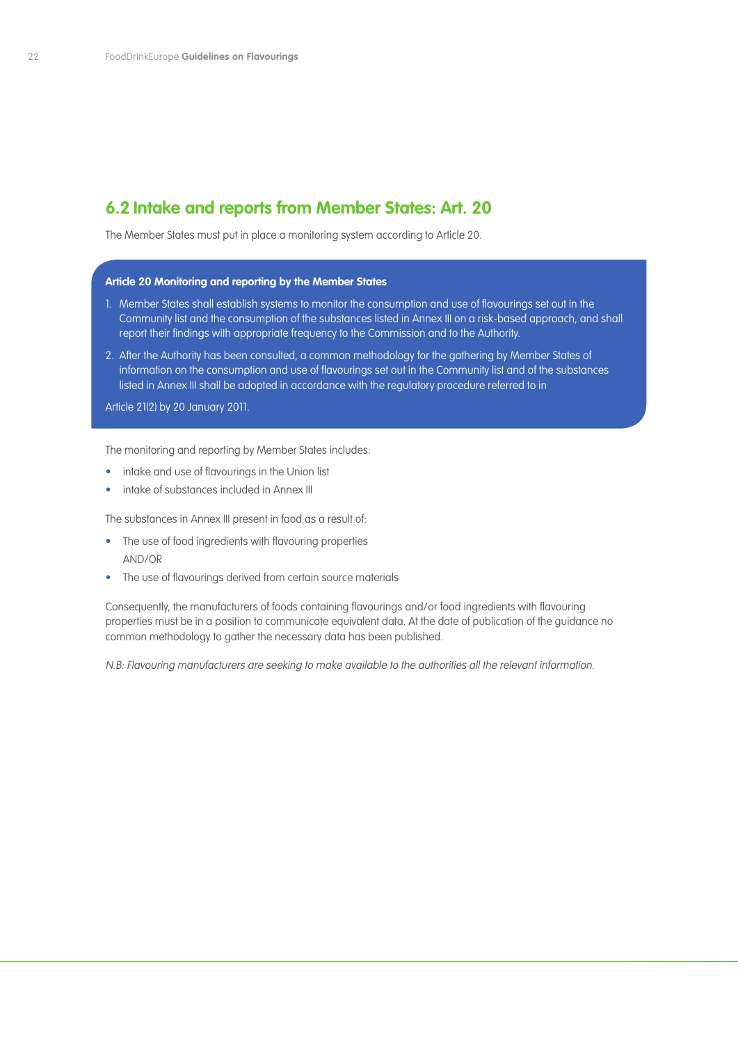## 6.2 Intake and reports from Member States: Art. 20

The Member States must put in place a monitoring system according to Article 20.

**Article 20 Monitoring and reporting by the Member States**

1. Member States shall establish systems to monitor the consumption and use of flavourings set out in the Community list and the consumption of the substances listed in Annex III on a risk-based approach, and shall report their findings with appropriate frequency to the Commission and to the Authority.
2. After the Authority has been consulted, a common methodology for the gathering by Member States of information on the consumption and use of flavourings set out in the Community list and of the substances listed in Annex III shall be adopted in accordance with the regulatory procedure referred to in

Article 21(2) by 20 January 2011.

The monitoring and reporting by Member States includes:

- intake and use of flavourings in the Union list
- intake of substances included in Annex III

The substances in Annex III present in food as a result of:

- The use of food ingredients with flavouring properties
  AND/OR
- The use of flavourings derived from certain source materials

Consequently, the manufacturers of foods containing flavourings and/or food ingredients with flavouring properties must be in a position to communicate equivalent data. At the date of publication of the guidance no common methodology to gather the necessary data has been published.

*N.B: Flavouring manufacturers are seeking to make available to the authorities all the relevant information.*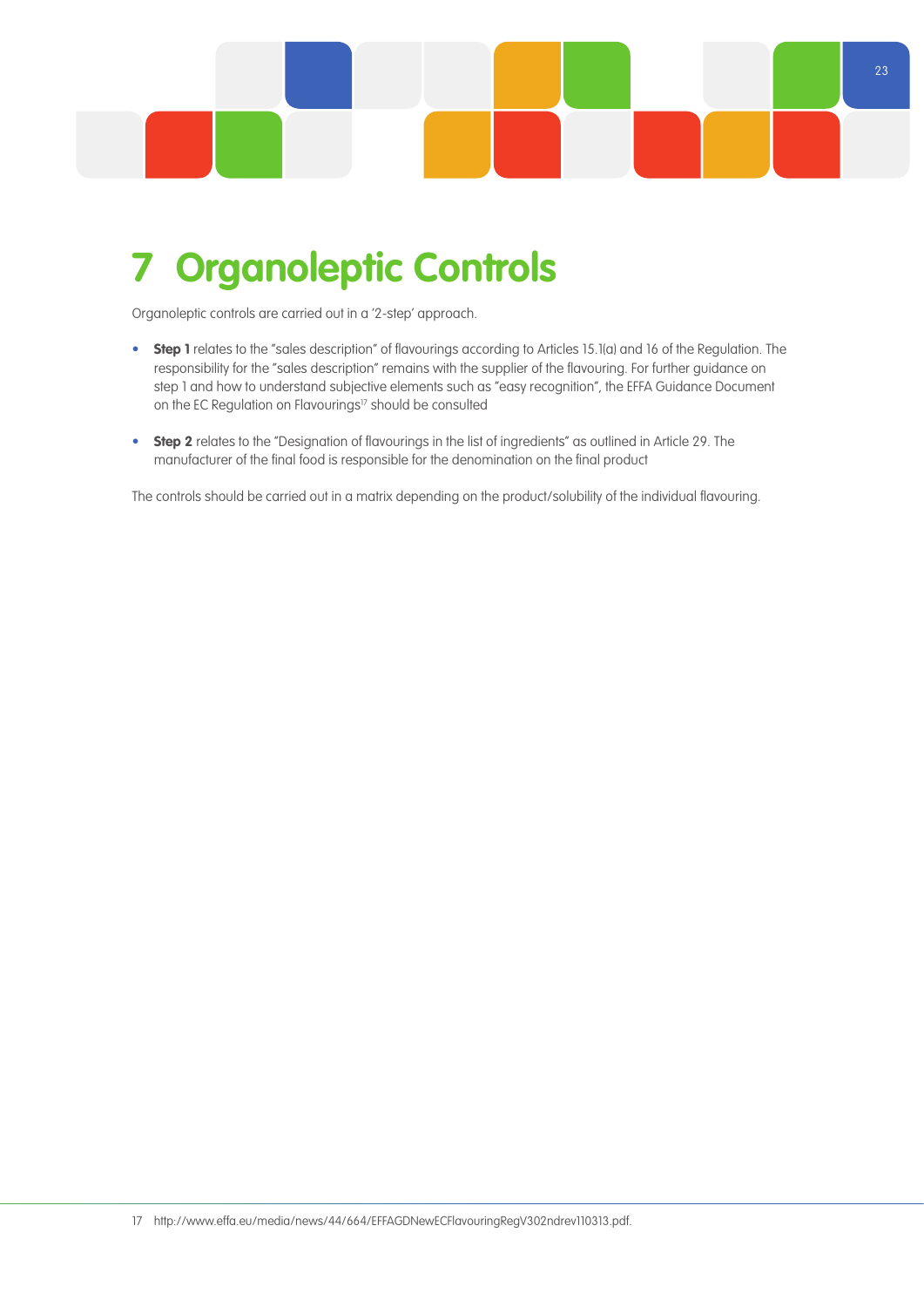# 7 Organoleptic Controls

Organoleptic controls are carried out in a '2-step' approach.

- **Step 1** relates to the "sales description" of flavourings according to Articles 15.1(a) and 16 of the Regulation. The responsibility for the "sales description" remains with the supplier of the flavouring. For further guidance on step 1 and how to understand subjective elements such as "easy recognition", the EFFA Guidance Document on the EC Regulation on Flavourings[17] should be consulted
- **Step 2** relates to the "Designation of flavourings in the list of ingredients" as outlined in Article 29. The manufacturer of the final food is responsible for the denomination on the final product

The controls should be carried out in a matrix depending on the product/solubility of the individual flavouring.

17 http://www.effa.eu/media/news/44/664/EFFAGDNewECFlavouringRegV302ndrev110313.pdf.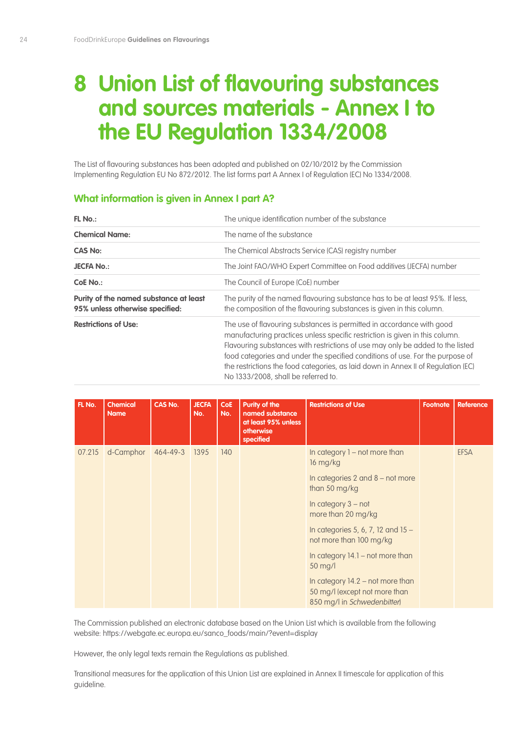# 8 Union List of flavouring substances and sources materials - Annex I to the EU Regulation 1334/2008

The List of flavouring substances has been adopted and published on 02/10/2012 by the Commission Implementing Regulation EU No 872/2012. The list forms part A Annex I of Regulation (EC) No 1334/2008.

## What information is given in Annex I part A?

| | |
|---|---|
| **FL No.:** | The unique identification number of the substance |
| **Chemical Name:** | The name of the substance |
| **CAS No:** | The Chemical Abstracts Service (CAS) registry number |
| **JECFA No.:** | The Joint FAO/WHO Expert Committee on Food additives (JECFA) number |
| **CoE No.:** | The Council of Europe (CoE) number |
| **Purity of the named substance at least 95% unless otherwise specified:** | The purity of the named flavouring substance has to be at least 95%. If less, the composition of the flavouring substances is given in this column. |
| **Restrictions of Use:** | The use of flavouring substances is permitted in accordance with good manufacturing practices unless specific restriction is given in this column. Flavouring substances with restrictions of use may only be added to the listed food categories and under the specified conditions of use. For the purpose of the restrictions the food categories, as laid down in Annex II of Regulation (EC) No 1333/2008, shall be referred to. |

| FL No. | Chemical Name | CAS No. | JECFA No. | CoE No. | Purity of the named substance at least 95% unless otherwise specified | Restrictions of Use | Footnote | Reference |
|---|---|---|---|---|---|---|---|---|
| 07.215 | d-Camphor | 464-49-3 | 1395 | 140 | | In category 1 – not more than 16 mg/kg<br>In categories 2 and 8 – not more than 50 mg/kg<br>In category 3 – not more than 20 mg/kg<br>In categories 5, 6, 7, 12 and 15 – not more than 100 mg/kg<br>In category 14.1 – not more than 50 mg/l<br>In category 14.2 – not more than 50 mg/l (except not more than 850 mg/l in *Schwedenbitter*) | | EFSA |

The Commission published an electronic database based on the Union List which is available from the following website: https://webgate.ec.europa.eu/sanco_foods/main/?event=display

However, the only legal texts remain the Regulations as published.

Transitional measures for the application of this Union List are explained in Annex II timescale for application of this guideline.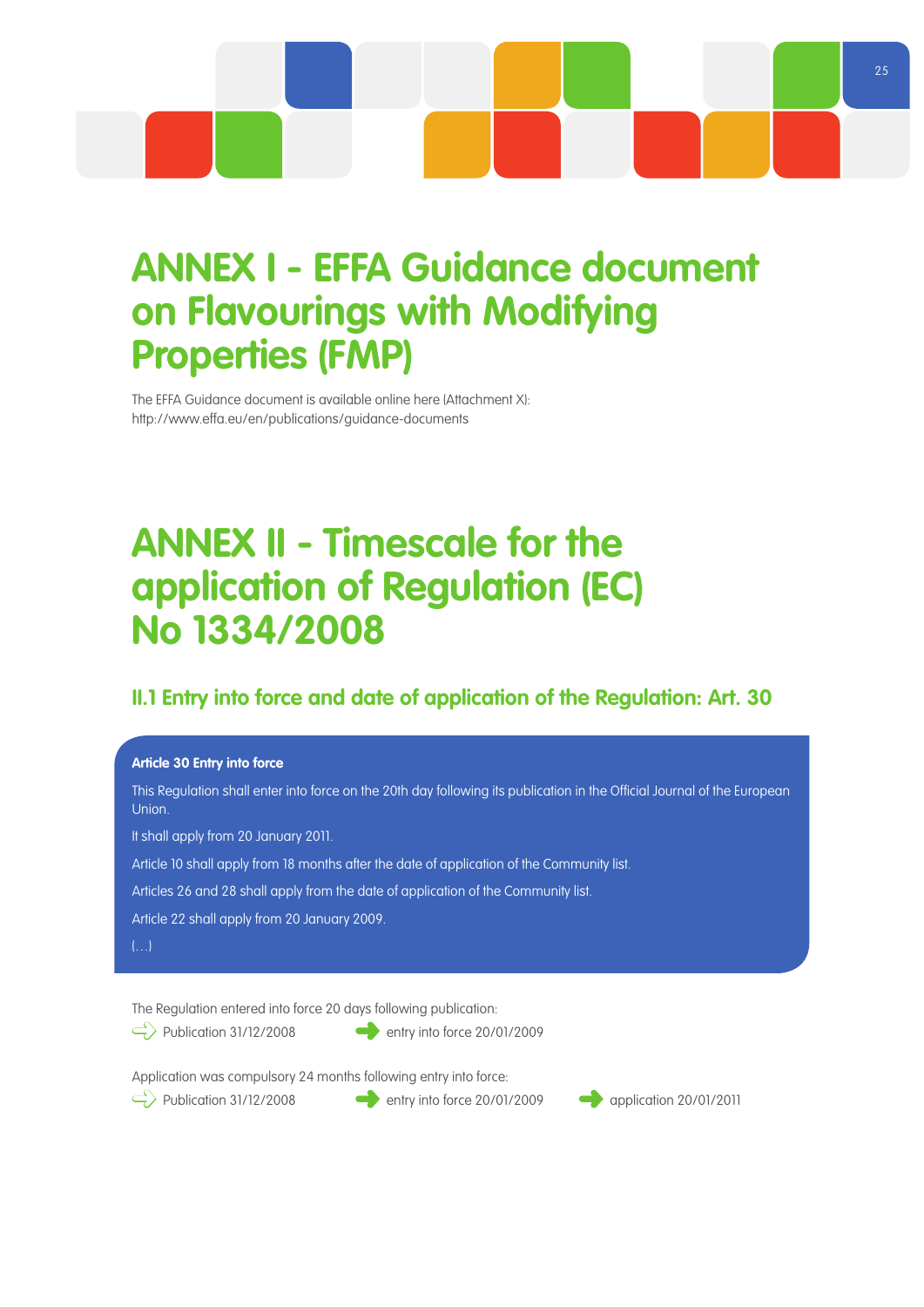# ANNEX I - EFFA Guidance document on Flavourings with Modifying Properties (FMP)

The EFFA Guidance document is available online here (Attachment X):
http://www.effa.eu/en/publications/guidance-documents

# ANNEX II - Timescale for the application of Regulation (EC) No 1334/2008

## II.1 Entry into force and date of application of the Regulation: Art. 30

**Article 30 Entry into force**

This Regulation shall enter into force on the 20th day following its publication in the Official Journal of the European Union.

It shall apply from 20 January 2011.

Article 10 shall apply from 18 months after the date of application of the Community list.

Articles 26 and 28 shall apply from the date of application of the Community list.

Article 22 shall apply from 20 January 2009.

(…)

The Regulation entered into force 20 days following publication:

Publication 31/12/2008 → entry into force 20/01/2009

Application was compulsory 24 months following entry into force:

Publication 31/12/2008 → entry into force 20/01/2009 → application 20/01/2011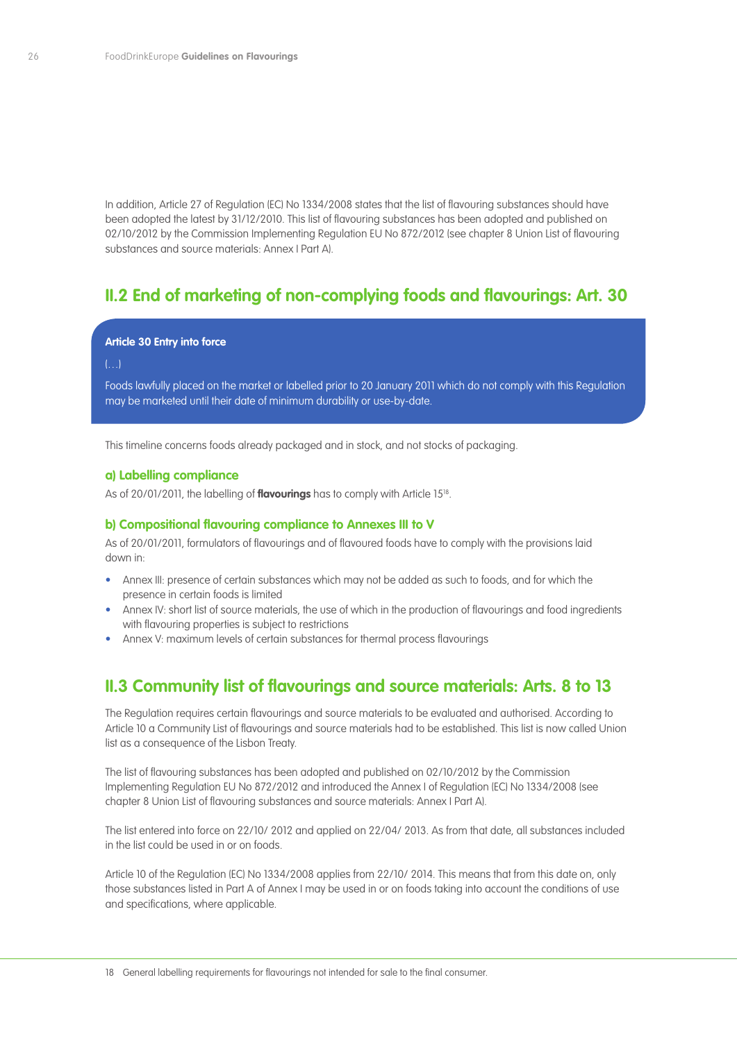In addition, Article 27 of Regulation (EC) No 1334/2008 states that the list of flavouring substances should have been adopted the latest by 31/12/2010. This list of flavouring substances has been adopted and published on 02/10/2012 by the Commission Implementing Regulation EU No 872/2012 (see chapter 8 Union List of flavouring substances and source materials: Annex I Part A).

## II.2 End of marketing of non-complying foods and flavourings: Art. 30

> **Article 30 Entry into force**
>
> (…)
>
> Foods lawfully placed on the market or labelled prior to 20 January 2011 which do not comply with this Regulation may be marketed until their date of minimum durability or use-by-date.

This timeline concerns foods already packaged and in stock, and not stocks of packaging.

### a) Labelling compliance

As of 20/01/2011, the labelling of **flavourings** has to comply with Article 15[18].

### b) Compositional flavouring compliance to Annexes III to V

As of 20/01/2011, formulators of flavourings and of flavoured foods have to comply with the provisions laid down in:

- Annex III: presence of certain substances which may not be added as such to foods, and for which the presence in certain foods is limited
- Annex IV: short list of source materials, the use of which in the production of flavourings and food ingredients with flavouring properties is subject to restrictions
- Annex V: maximum levels of certain substances for thermal process flavourings

## II.3 Community list of flavourings and source materials: Arts. 8 to 13

The Regulation requires certain flavourings and source materials to be evaluated and authorised. According to Article 10 a Community List of flavourings and source materials had to be established. This list is now called Union list as a consequence of the Lisbon Treaty.

The list of flavouring substances has been adopted and published on 02/10/2012 by the Commission Implementing Regulation EU No 872/2012 and introduced the Annex I of Regulation (EC) No 1334/2008 (see chapter 8 Union List of flavouring substances and source materials: Annex I Part A).

The list entered into force on 22/10/ 2012 and applied on 22/04/ 2013. As from that date, all substances included in the list could be used in or on foods.

Article 10 of the Regulation (EC) No 1334/2008 applies from 22/10/ 2014. This means that from this date on, only those substances listed in Part A of Annex I may be used in or on foods taking into account the conditions of use and specifications, where applicable.

18 General labelling requirements for flavourings not intended for sale to the final consumer.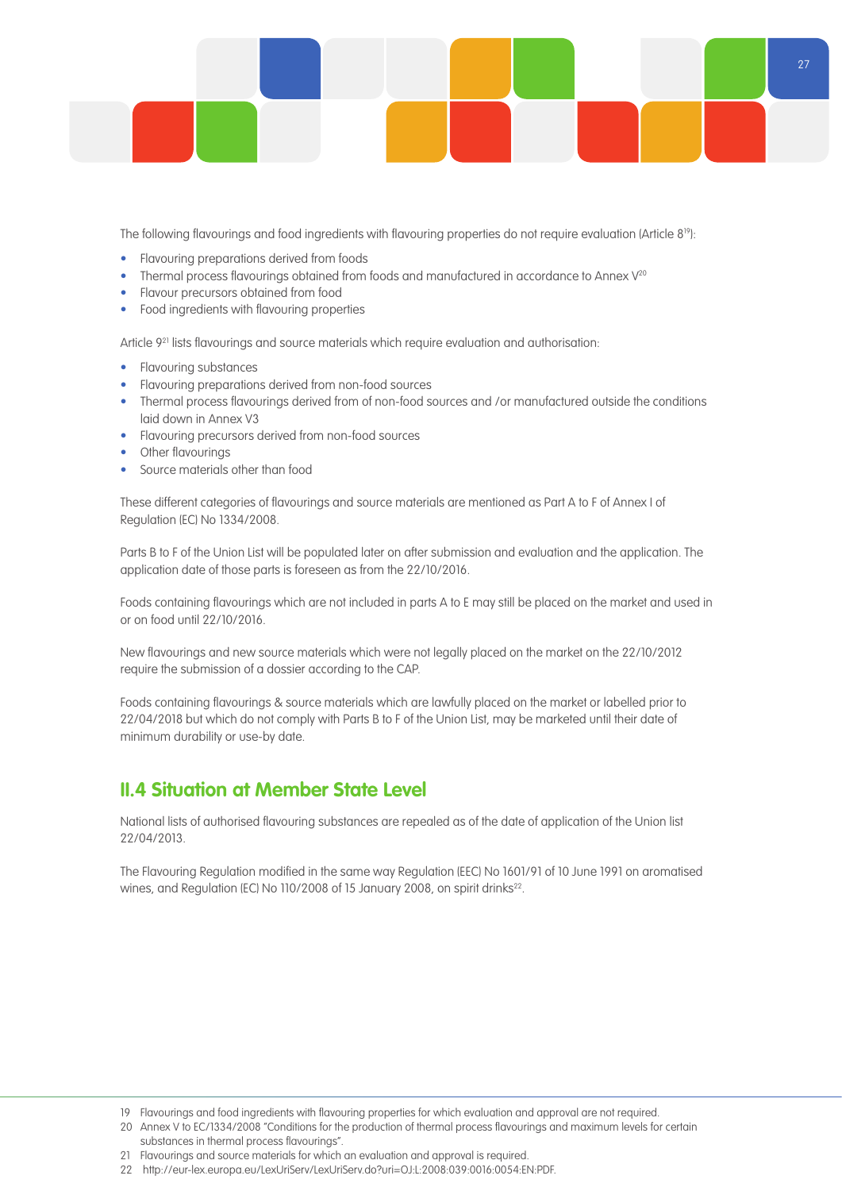The following flavourings and food ingredients with flavouring properties do not require evaluation (Article 8[19]):

- Flavouring preparations derived from foods
- Thermal process flavourings obtained from foods and manufactured in accordance to Annex V[20]
- Flavour precursors obtained from food
- Food ingredients with flavouring properties

Article 9[21] lists flavourings and source materials which require evaluation and authorisation:

- Flavouring substances
- Flavouring preparations derived from non-food sources
- Thermal process flavourings derived from of non-food sources and /or manufactured outside the conditions laid down in Annex V3
- Flavouring precursors derived from non-food sources
- Other flavourings
- Source materials other than food

These different categories of flavourings and source materials are mentioned as Part A to F of Annex I of Regulation (EC) No 1334/2008.

Parts B to F of the Union List will be populated later on after submission and evaluation and the application. The application date of those parts is foreseen as from the 22/10/2016.

Foods containing flavourings which are not included in parts A to E may still be placed on the market and used in or on food until 22/10/2016.

New flavourings and new source materials which were not legally placed on the market on the 22/10/2012 require the submission of a dossier according to the CAP.

Foods containing flavourings & source materials which are lawfully placed on the market or labelled prior to 22/04/2018 but which do not comply with Parts B to F of the Union List, may be marketed until their date of minimum durability or use-by date.

## II.4 Situation at Member State Level

National lists of authorised flavouring substances are repealed as of the date of application of the Union list 22/04/2013.

The Flavouring Regulation modified in the same way Regulation (EEC) No 1601/91 of 10 June 1991 on aromatised wines, and Regulation (EC) No 110/2008 of 15 January 2008, on spirit drinks[22].

---

19 Flavourings and food ingredients with flavouring properties for which evaluation and approval are not required.

20 Annex V to EC/1334/2008 "Conditions for the production of thermal process flavourings and maximum levels for certain substances in thermal process flavourings".

21 Flavourings and source materials for which an evaluation and approval is required.

22 http://eur-lex.europa.eu/LexUriServ/LexUriServ.do?uri=OJ:L:2008:039:0016:0054:EN:PDF.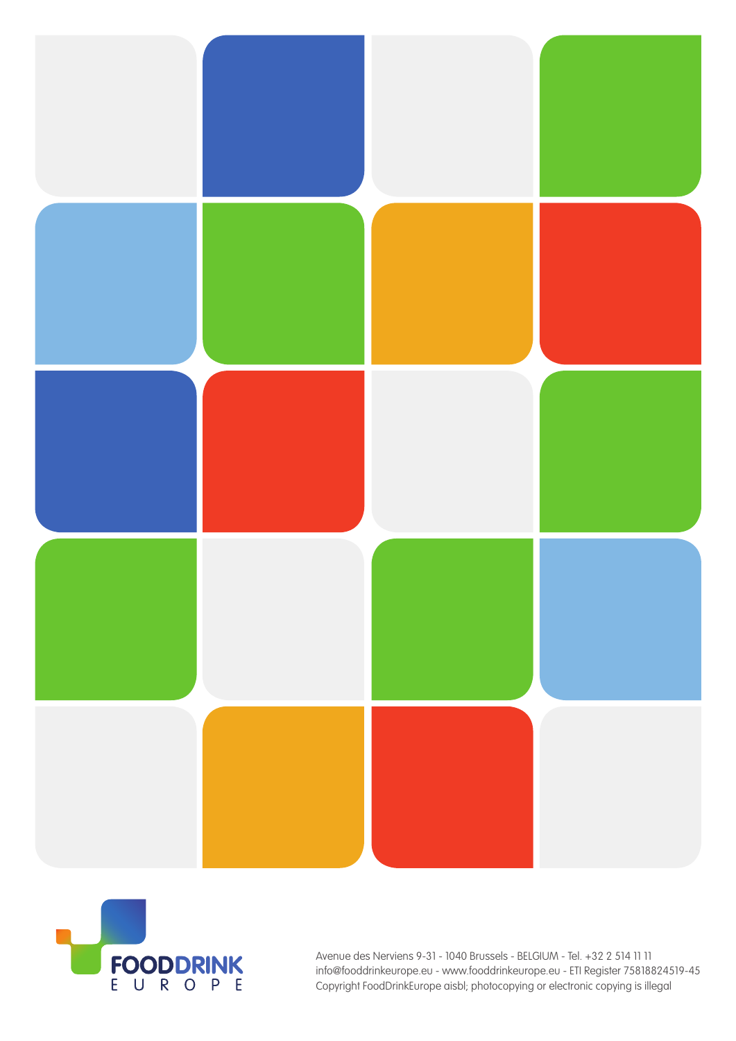FOODDRINK
EUROPE

Avenue des Nerviens 9-31 - 1040 Brussels - BELGIUM - Tel. +32 2 514 11 11
info@fooddrinkeurope.eu - www.fooddrinkeurope.eu - ETI Register 75818824519-45
Copyright FoodDrinkEurope aisbl; photocopying or electronic copying is illegal